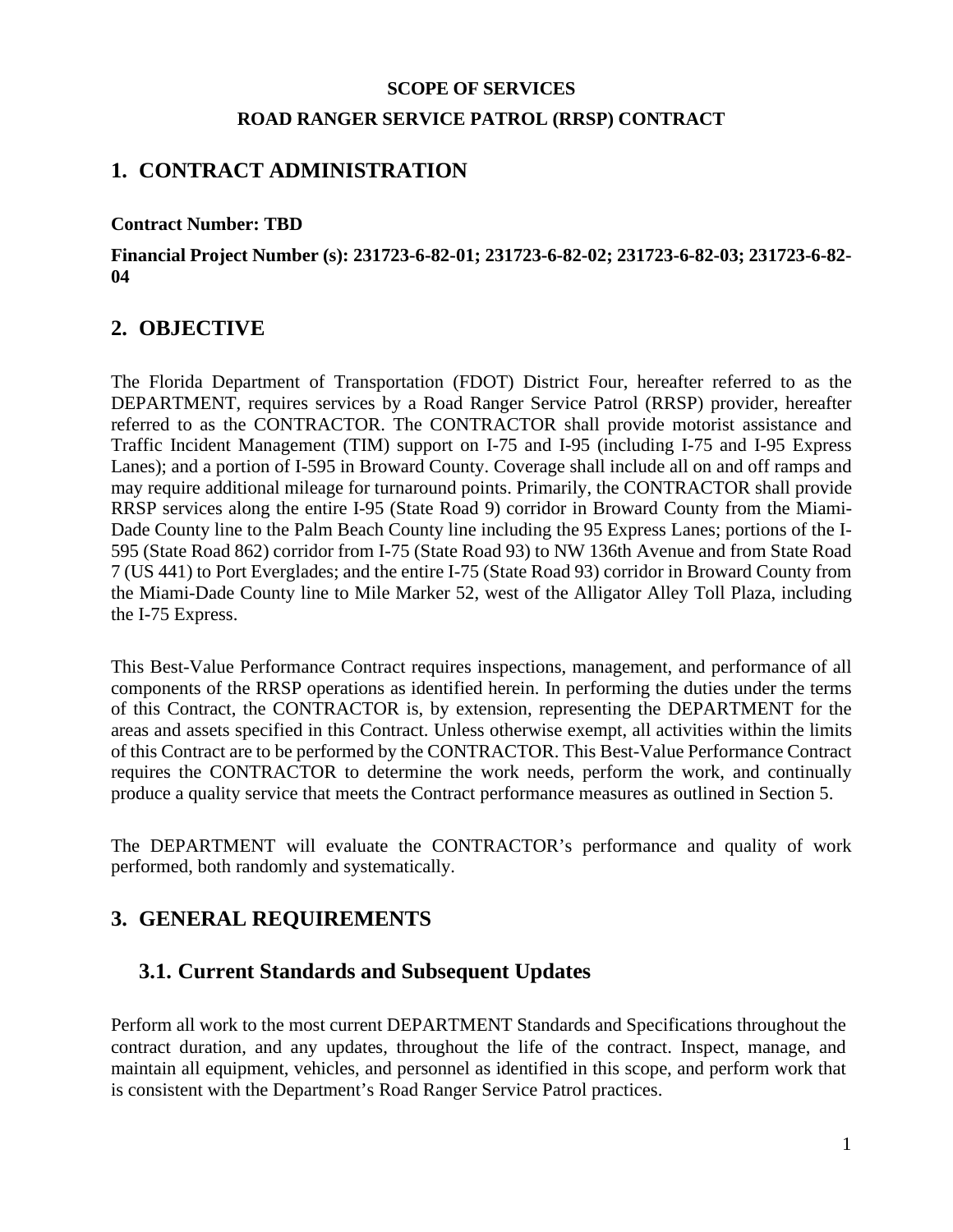**SCOPE OF SERVICES**

**ROAD RANGER SERVICE PATROL (RRSP) CONTRACT**

# 1. CONTRACT ADMINISTRATION

**Contract Number: TBD**

**Financial Project Number (s): 231723-6-82-01; 231723-6-82-02; 231723-6-82-03; 231723-6-82-04**

# 2. OBJECTIVE

The Florida Department of Transportation (FDOT) District Four, hereafter referred to as the DEPARTMENT, requires services by a Road Ranger Service Patrol (RRSP) provider, hereafter referred to as the CONTRACTOR. The CONTRACTOR shall provide motorist assistance and Traffic Incident Management (TIM) support on I-75 and I-95 (including I-75 and I-95 Express Lanes); and a portion of I-595 in Broward County. Coverage shall include all on and off ramps and may require additional mileage for turnaround points. Primarily, the CONTRACTOR shall provide RRSP services along the entire I-95 (State Road 9) corridor in Broward County from the Miami-Dade County line to the Palm Beach County line including the 95 Express Lanes; portions of the I-595 (State Road 862) corridor from I-75 (State Road 93) to NW 136th Avenue and from State Road 7 (US 441) to Port Everglades; and the entire I-75 (State Road 93) corridor in Broward County from the Miami-Dade County line to Mile Marker 52, west of the Alligator Alley Toll Plaza, including the I-75 Express.

This Best-Value Performance Contract requires inspections, management, and performance of all components of the RRSP operations as identified herein. In performing the duties under the terms of this Contract, the CONTRACTOR is, by extension, representing the DEPARTMENT for the areas and assets specified in this Contract. Unless otherwise exempt, all activities within the limits of this Contract are to be performed by the CONTRACTOR. This Best-Value Performance Contract requires the CONTRACTOR to determine the work needs, perform the work, and continually produce a quality service that meets the Contract performance measures as outlined in Section 5.

The DEPARTMENT will evaluate the CONTRACTOR's performance and quality of work performed, both randomly and systematically.

# 3. GENERAL REQUIREMENTS

## 3.1. Current Standards and Subsequent Updates

Perform all work to the most current DEPARTMENT Standards and Specifications throughout the contract duration, and any updates, throughout the life of the contract. Inspect, manage, and maintain all equipment, vehicles, and personnel as identified in this scope, and perform work that is consistent with the Department's Road Ranger Service Patrol practices.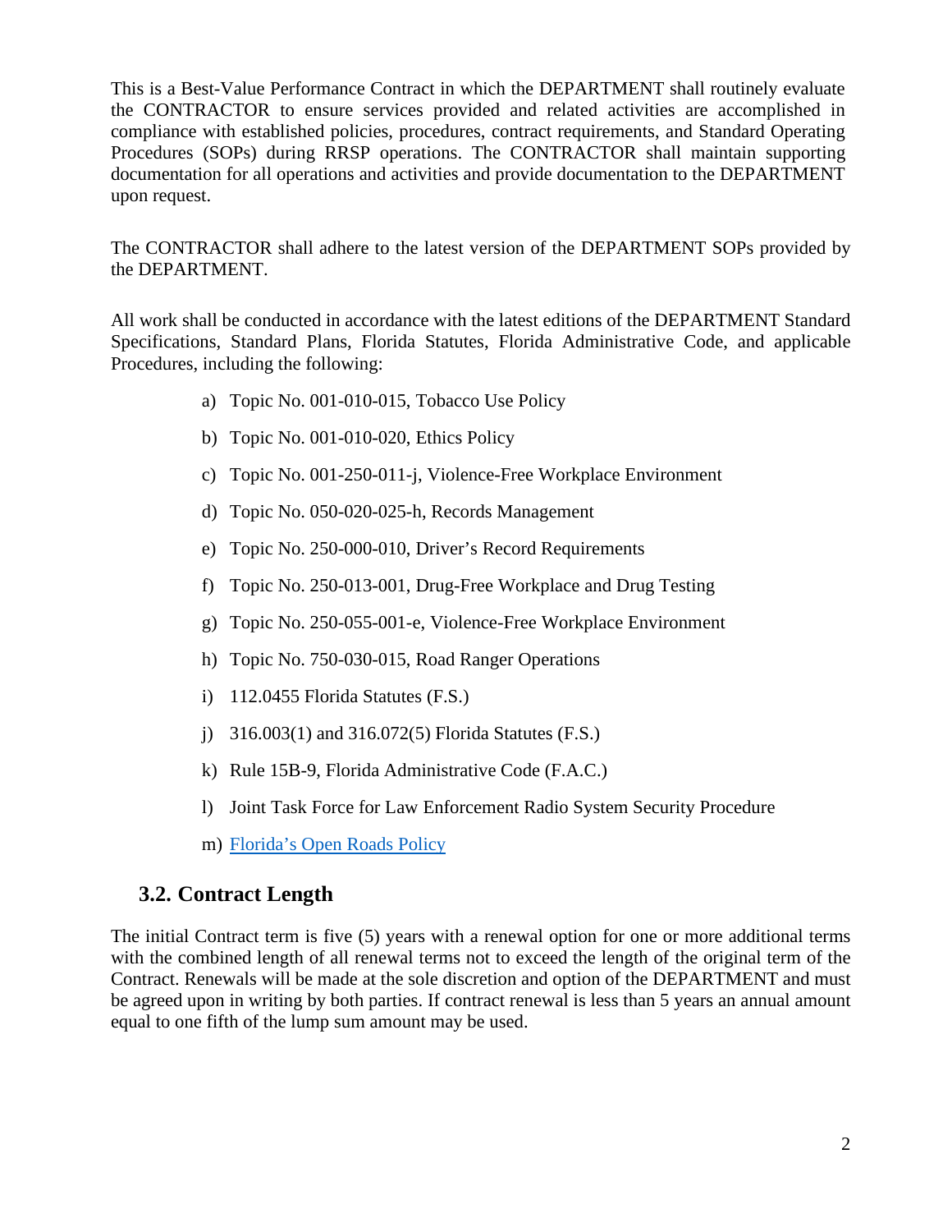This is a Best-Value Performance Contract in which the DEPARTMENT shall routinely evaluate the CONTRACTOR to ensure services provided and related activities are accomplished in compliance with established policies, procedures, contract requirements, and Standard Operating Procedures (SOPs) during RRSP operations. The CONTRACTOR shall maintain supporting documentation for all operations and activities and provide documentation to the DEPARTMENT upon request.

The CONTRACTOR shall adhere to the latest version of the DEPARTMENT SOPs provided by the DEPARTMENT.

All work shall be conducted in accordance with the latest editions of the DEPARTMENT Standard Specifications, Standard Plans, Florida Statutes, Florida Administrative Code, and applicable Procedures, including the following:

a) Topic No. 001-010-015, Tobacco Use Policy

b) Topic No. 001-010-020, Ethics Policy

c) Topic No. 001-250-011-j, Violence-Free Workplace Environment

d) Topic No. 050-020-025-h, Records Management

e) Topic No. 250-000-010, Driver's Record Requirements

f) Topic No. 250-013-001, Drug-Free Workplace and Drug Testing

g) Topic No. 250-055-001-e, Violence-Free Workplace Environment

h) Topic No. 750-030-015, Road Ranger Operations

i) 112.0455 Florida Statutes (F.S.)

j) 316.003(1) and 316.072(5) Florida Statutes (F.S.)

k) Rule 15B-9, Florida Administrative Code (F.A.C.)

l) Joint Task Force for Law Enforcement Radio System Security Procedure

m) Florida's Open Roads Policy

## 3.2. Contract Length

The initial Contract term is five (5) years with a renewal option for one or more additional terms with the combined length of all renewal terms not to exceed the length of the original term of the Contract. Renewals will be made at the sole discretion and option of the DEPARTMENT and must be agreed upon in writing by both parties. If contract renewal is less than 5 years an annual amount equal to one fifth of the lump sum amount may be used.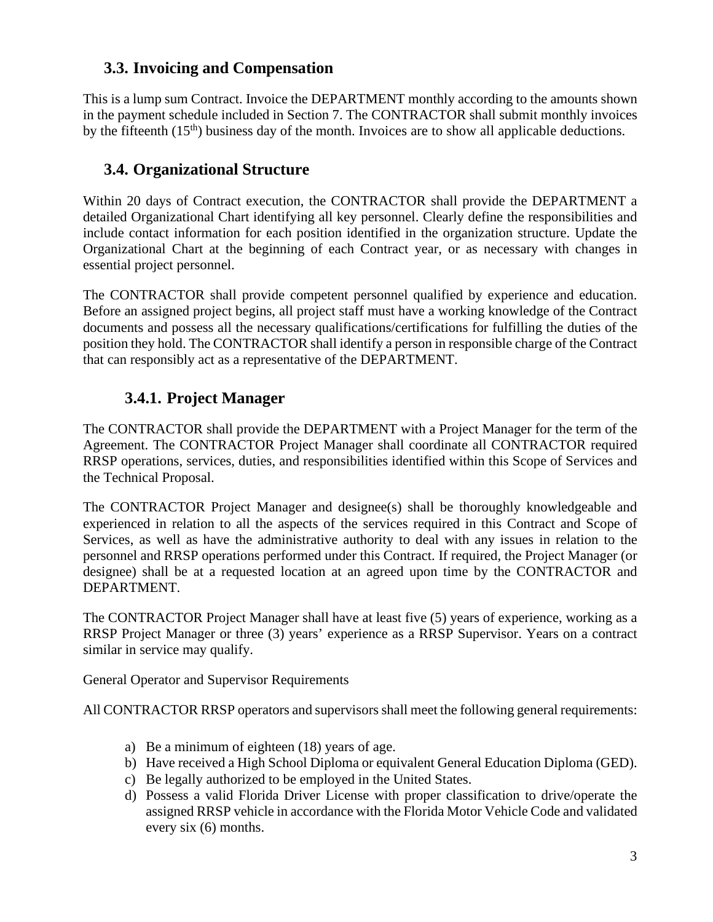## 3.3. Invoicing and Compensation

This is a lump sum Contract. Invoice the DEPARTMENT monthly according to the amounts shown in the payment schedule included in Section 7. The CONTRACTOR shall submit monthly invoices by the fifteenth (15th) business day of the month. Invoices are to show all applicable deductions.

## 3.4. Organizational Structure

Within 20 days of Contract execution, the CONTRACTOR shall provide the DEPARTMENT a detailed Organizational Chart identifying all key personnel. Clearly define the responsibilities and include contact information for each position identified in the organization structure. Update the Organizational Chart at the beginning of each Contract year, or as necessary with changes in essential project personnel.

The CONTRACTOR shall provide competent personnel qualified by experience and education. Before an assigned project begins, all project staff must have a working knowledge of the Contract documents and possess all the necessary qualifications/certifications for fulfilling the duties of the position they hold. The CONTRACTOR shall identify a person in responsible charge of the Contract that can responsibly act as a representative of the DEPARTMENT.

### 3.4.1. Project Manager

The CONTRACTOR shall provide the DEPARTMENT with a Project Manager for the term of the Agreement. The CONTRACTOR Project Manager shall coordinate all CONTRACTOR required RRSP operations, services, duties, and responsibilities identified within this Scope of Services and the Technical Proposal.

The CONTRACTOR Project Manager and designee(s) shall be thoroughly knowledgeable and experienced in relation to all the aspects of the services required in this Contract and Scope of Services, as well as have the administrative authority to deal with any issues in relation to the personnel and RRSP operations performed under this Contract. If required, the Project Manager (or designee) shall be at a requested location at an agreed upon time by the CONTRACTOR and DEPARTMENT.

The CONTRACTOR Project Manager shall have at least five (5) years of experience, working as a RRSP Project Manager or three (3) years' experience as a RRSP Supervisor. Years on a contract similar in service may qualify.

General Operator and Supervisor Requirements

All CONTRACTOR RRSP operators and supervisors shall meet the following general requirements:

a) Be a minimum of eighteen (18) years of age.
b) Have received a High School Diploma or equivalent General Education Diploma (GED).
c) Be legally authorized to be employed in the United States.
d) Possess a valid Florida Driver License with proper classification to drive/operate the assigned RRSP vehicle in accordance with the Florida Motor Vehicle Code and validated every six (6) months.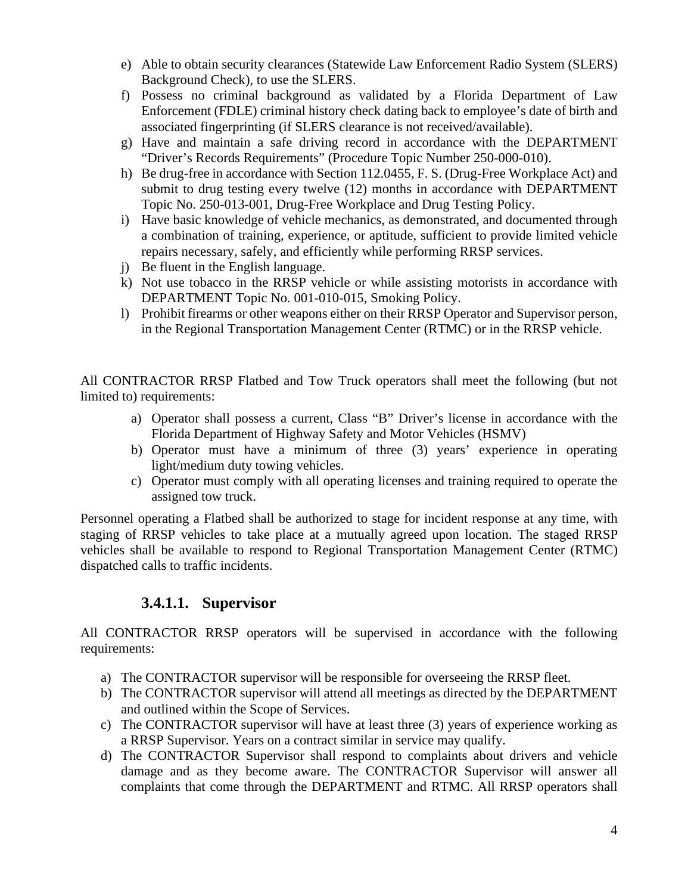e) Able to obtain security clearances (Statewide Law Enforcement Radio System (SLERS) Background Check), to use the SLERS.
f) Possess no criminal background as validated by a Florida Department of Law Enforcement (FDLE) criminal history check dating back to employee's date of birth and associated fingerprinting (if SLERS clearance is not received/available).
g) Have and maintain a safe driving record in accordance with the DEPARTMENT "Driver's Records Requirements" (Procedure Topic Number 250-000-010).
h) Be drug-free in accordance with Section 112.0455, F. S. (Drug-Free Workplace Act) and submit to drug testing every twelve (12) months in accordance with DEPARTMENT Topic No. 250-013-001, Drug-Free Workplace and Drug Testing Policy.
i) Have basic knowledge of vehicle mechanics, as demonstrated, and documented through a combination of training, experience, or aptitude, sufficient to provide limited vehicle repairs necessary, safely, and efficiently while performing RRSP services.
j) Be fluent in the English language.
k) Not use tobacco in the RRSP vehicle or while assisting motorists in accordance with DEPARTMENT Topic No. 001-010-015, Smoking Policy.
l) Prohibit firearms or other weapons either on their RRSP Operator and Supervisor person, in the Regional Transportation Management Center (RTMC) or in the RRSP vehicle.

All CONTRACTOR RRSP Flatbed and Tow Truck operators shall meet the following (but not limited to) requirements:

a) Operator shall possess a current, Class "B" Driver's license in accordance with the Florida Department of Highway Safety and Motor Vehicles (HSMV)
b) Operator must have a minimum of three (3) years' experience in operating light/medium duty towing vehicles.
c) Operator must comply with all operating licenses and training required to operate the assigned tow truck.

Personnel operating a Flatbed shall be authorized to stage for incident response at any time, with staging of RRSP vehicles to take place at a mutually agreed upon location. The staged RRSP vehicles shall be available to respond to Regional Transportation Management Center (RTMC) dispatched calls to traffic incidents.

#### 3.4.1.1. Supervisor

All CONTRACTOR RRSP operators will be supervised in accordance with the following requirements:

a) The CONTRACTOR supervisor will be responsible for overseeing the RRSP fleet.
b) The CONTRACTOR supervisor will attend all meetings as directed by the DEPARTMENT and outlined within the Scope of Services.
c) The CONTRACTOR supervisor will have at least three (3) years of experience working as a RRSP Supervisor. Years on a contract similar in service may qualify.
d) The CONTRACTOR Supervisor shall respond to complaints about drivers and vehicle damage and as they become aware. The CONTRACTOR Supervisor will answer all complaints that come through the DEPARTMENT and RTMC. All RRSP operators shall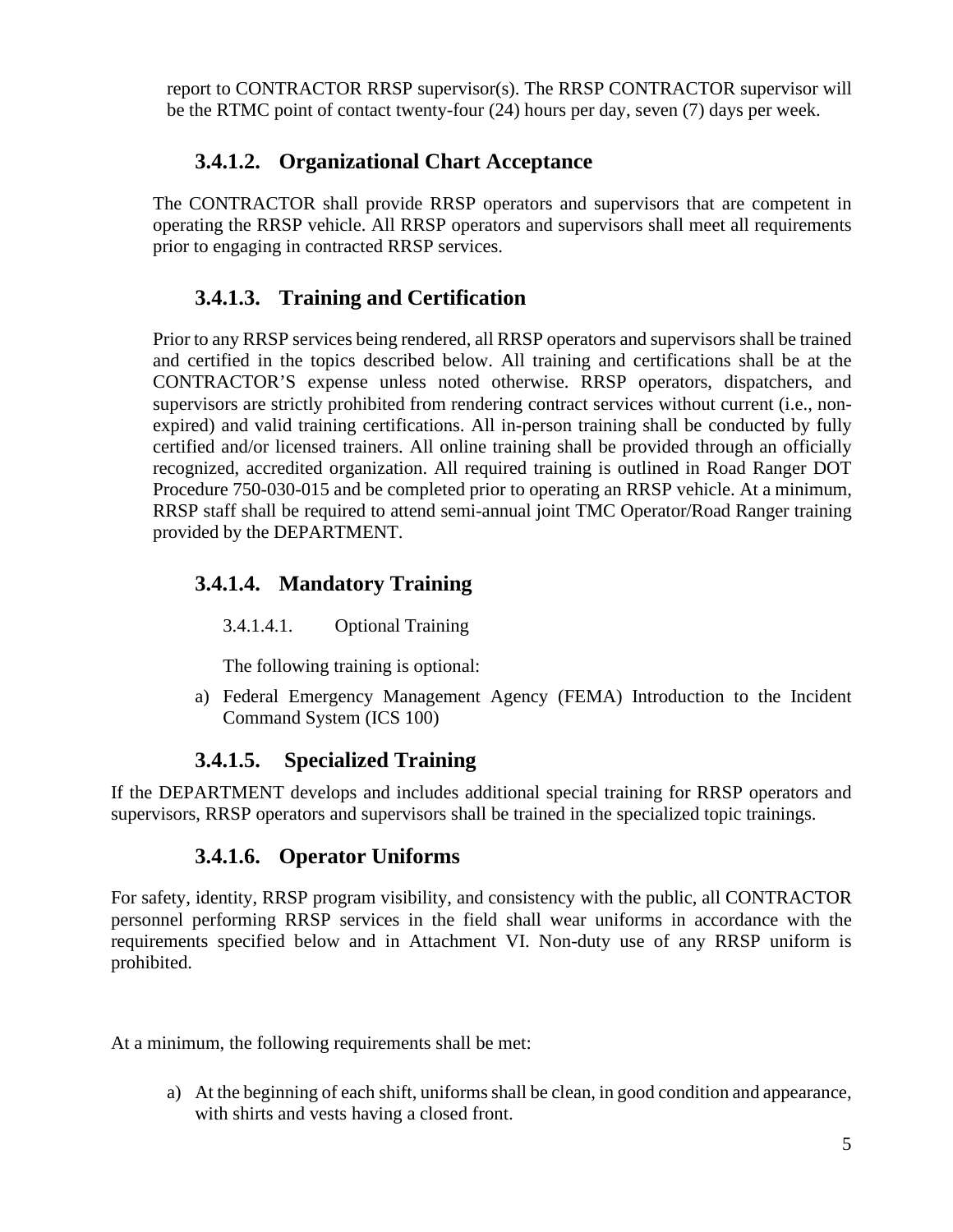report to CONTRACTOR RRSP supervisor(s). The RRSP CONTRACTOR supervisor will be the RTMC point of contact twenty-four (24) hours per day, seven (7) days per week.

### 3.4.1.2. Organizational Chart Acceptance

The CONTRACTOR shall provide RRSP operators and supervisors that are competent in operating the RRSP vehicle. All RRSP operators and supervisors shall meet all requirements prior to engaging in contracted RRSP services.

### 3.4.1.3. Training and Certification

Prior to any RRSP services being rendered, all RRSP operators and supervisors shall be trained and certified in the topics described below. All training and certifications shall be at the CONTRACTOR'S expense unless noted otherwise. RRSP operators, dispatchers, and supervisors are strictly prohibited from rendering contract services without current (i.e., non-expired) and valid training certifications. All in-person training shall be conducted by fully certified and/or licensed trainers. All online training shall be provided through an officially recognized, accredited organization. All required training is outlined in Road Ranger DOT Procedure 750-030-015 and be completed prior to operating an RRSP vehicle. At a minimum, RRSP staff shall be required to attend semi-annual joint TMC Operator/Road Ranger training provided by the DEPARTMENT.

### 3.4.1.4. Mandatory Training

3.4.1.4.1. Optional Training

The following training is optional:

a) Federal Emergency Management Agency (FEMA) Introduction to the Incident Command System (ICS 100)

### 3.4.1.5. Specialized Training

If the DEPARTMENT develops and includes additional special training for RRSP operators and supervisors, RRSP operators and supervisors shall be trained in the specialized topic trainings.

### 3.4.1.6. Operator Uniforms

For safety, identity, RRSP program visibility, and consistency with the public, all CONTRACTOR personnel performing RRSP services in the field shall wear uniforms in accordance with the requirements specified below and in Attachment VI. Non-duty use of any RRSP uniform is prohibited.

At a minimum, the following requirements shall be met:

a) At the beginning of each shift, uniforms shall be clean, in good condition and appearance, with shirts and vests having a closed front.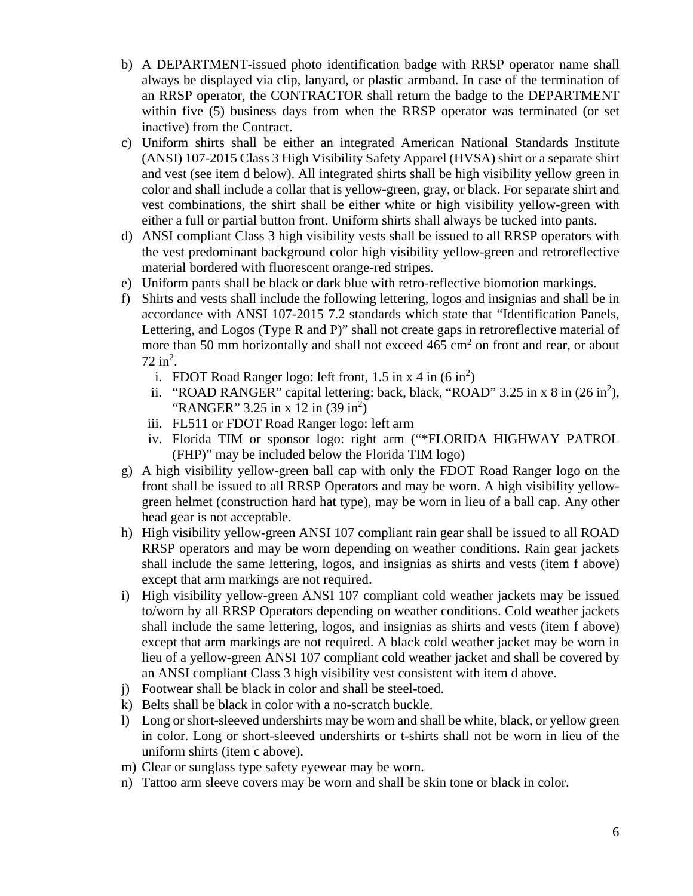b) A DEPARTMENT-issued photo identification badge with RRSP operator name shall always be displayed via clip, lanyard, or plastic armband. In case of the termination of an RRSP operator, the CONTRACTOR shall return the badge to the DEPARTMENT within five (5) business days from when the RRSP operator was terminated (or set inactive) from the Contract.

c) Uniform shirts shall be either an integrated American National Standards Institute (ANSI) 107-2015 Class 3 High Visibility Safety Apparel (HVSA) shirt or a separate shirt and vest (see item d below). All integrated shirts shall be high visibility yellow green in color and shall include a collar that is yellow-green, gray, or black. For separate shirt and vest combinations, the shirt shall be either white or high visibility yellow-green with either a full or partial button front. Uniform shirts shall always be tucked into pants.

d) ANSI compliant Class 3 high visibility vests shall be issued to all RRSP operators with the vest predominant background color high visibility yellow-green and retroreflective material bordered with fluorescent orange-red stripes.

e) Uniform pants shall be black or dark blue with retro-reflective biomotion markings.

f) Shirts and vests shall include the following lettering, logos and insignias and shall be in accordance with ANSI 107-2015 7.2 standards which state that "Identification Panels, Lettering, and Logos (Type R and P)" shall not create gaps in retroreflective material of more than 50 mm horizontally and shall not exceed 465 $cm^2$ on front and rear, or about 72 $in^2$.
   i. FDOT Road Ranger logo: left front, 1.5 in x 4 in (6 $in^2$)
   ii. "ROAD RANGER" capital lettering: back, black, "ROAD" 3.25 in x 8 in (26 $in^2$), "RANGER" 3.25 in x 12 in (39 $in^2$)
   iii. FL511 or FDOT Road Ranger logo: left arm
   iv. Florida TIM or sponsor logo: right arm ("*FLORIDA HIGHWAY PATROL (FHP)" may be included below the Florida TIM logo)

g) A high visibility yellow-green ball cap with only the FDOT Road Ranger logo on the front shall be issued to all RRSP Operators and may be worn. A high visibility yellow-green helmet (construction hard hat type), may be worn in lieu of a ball cap. Any other head gear is not acceptable.

h) High visibility yellow-green ANSI 107 compliant rain gear shall be issued to all ROAD RRSP operators and may be worn depending on weather conditions. Rain gear jackets shall include the same lettering, logos, and insignias as shirts and vests (item f above) except that arm markings are not required.

i) High visibility yellow-green ANSI 107 compliant cold weather jackets may be issued to/worn by all RRSP Operators depending on weather conditions. Cold weather jackets shall include the same lettering, logos, and insignias as shirts and vests (item f above) except that arm markings are not required. A black cold weather jacket may be worn in lieu of a yellow-green ANSI 107 compliant cold weather jacket and shall be covered by an ANSI compliant Class 3 high visibility vest consistent with item d above.

j) Footwear shall be black in color and shall be steel-toed.

k) Belts shall be black in color with a no-scratch buckle.

l) Long or short-sleeved undershirts may be worn and shall be white, black, or yellow green in color. Long or short-sleeved undershirts or t-shirts shall not be worn in lieu of the uniform shirts (item c above).

m) Clear or sunglass type safety eyewear may be worn.

n) Tattoo arm sleeve covers may be worn and shall be skin tone or black in color.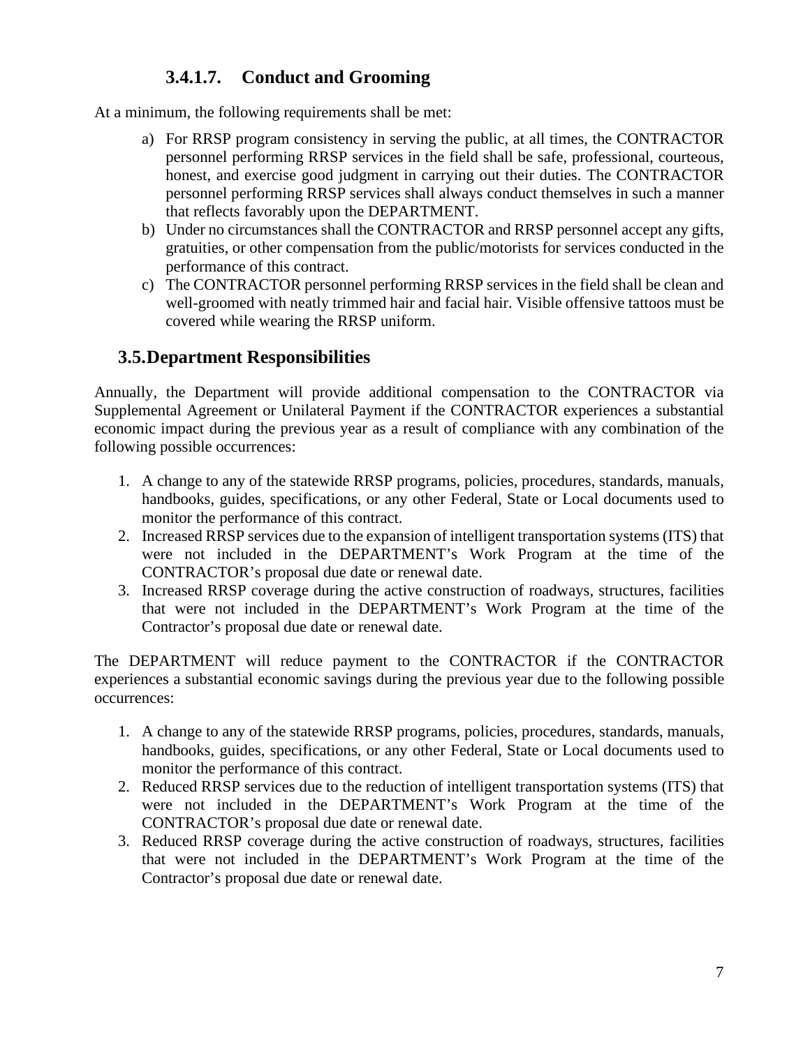#### 3.4.1.7. Conduct and Grooming

At a minimum, the following requirements shall be met:

a) For RRSP program consistency in serving the public, at all times, the CONTRACTOR personnel performing RRSP services in the field shall be safe, professional, courteous, honest, and exercise good judgment in carrying out their duties. The CONTRACTOR personnel performing RRSP services shall always conduct themselves in such a manner that reflects favorably upon the DEPARTMENT.
b) Under no circumstances shall the CONTRACTOR and RRSP personnel accept any gifts, gratuities, or other compensation from the public/motorists for services conducted in the performance of this contract.
c) The CONTRACTOR personnel performing RRSP services in the field shall be clean and well-groomed with neatly trimmed hair and facial hair. Visible offensive tattoos must be covered while wearing the RRSP uniform.

### 3.5. Department Responsibilities

Annually, the Department will provide additional compensation to the CONTRACTOR via Supplemental Agreement or Unilateral Payment if the CONTRACTOR experiences a substantial economic impact during the previous year as a result of compliance with any combination of the following possible occurrences:

1. A change to any of the statewide RRSP programs, policies, procedures, standards, manuals, handbooks, guides, specifications, or any other Federal, State or Local documents used to monitor the performance of this contract.
2. Increased RRSP services due to the expansion of intelligent transportation systems (ITS) that were not included in the DEPARTMENT's Work Program at the time of the CONTRACTOR's proposal due date or renewal date.
3. Increased RRSP coverage during the active construction of roadways, structures, facilities that were not included in the DEPARTMENT's Work Program at the time of the Contractor's proposal due date or renewal date.

The DEPARTMENT will reduce payment to the CONTRACTOR if the CONTRACTOR experiences a substantial economic savings during the previous year due to the following possible occurrences:

1. A change to any of the statewide RRSP programs, policies, procedures, standards, manuals, handbooks, guides, specifications, or any other Federal, State or Local documents used to monitor the performance of this contract.
2. Reduced RRSP services due to the reduction of intelligent transportation systems (ITS) that were not included in the DEPARTMENT's Work Program at the time of the CONTRACTOR's proposal due date or renewal date.
3. Reduced RRSP coverage during the active construction of roadways, structures, facilities that were not included in the DEPARTMENT's Work Program at the time of the Contractor's proposal due date or renewal date.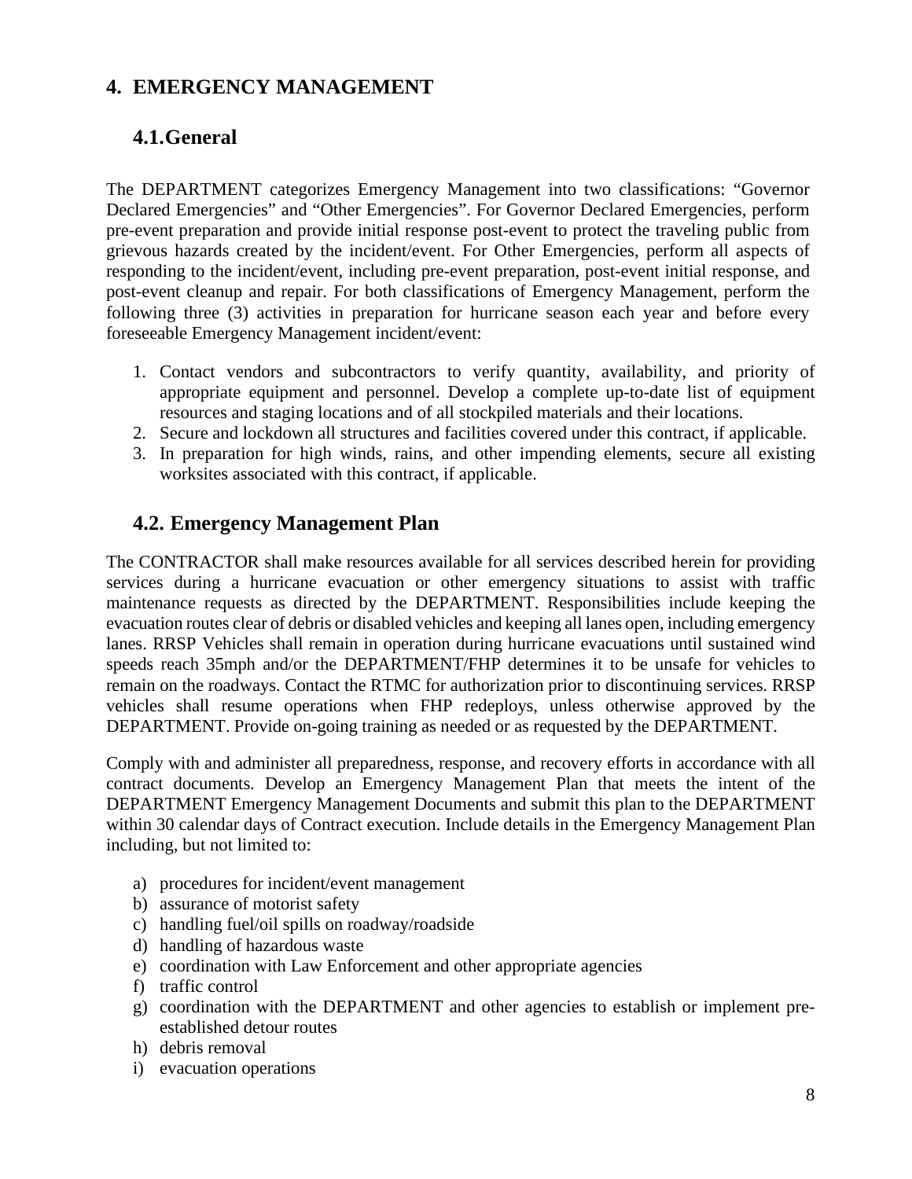# 4. EMERGENCY MANAGEMENT

## 4.1. General

The DEPARTMENT categorizes Emergency Management into two classifications: "Governor Declared Emergencies" and "Other Emergencies". For Governor Declared Emergencies, perform pre-event preparation and provide initial response post-event to protect the traveling public from grievous hazards created by the incident/event. For Other Emergencies, perform all aspects of responding to the incident/event, including pre-event preparation, post-event initial response, and post-event cleanup and repair. For both classifications of Emergency Management, perform the following three (3) activities in preparation for hurricane season each year and before every foreseeable Emergency Management incident/event:

1. Contact vendors and subcontractors to verify quantity, availability, and priority of appropriate equipment and personnel. Develop a complete up-to-date list of equipment resources and staging locations and of all stockpiled materials and their locations.
2. Secure and lockdown all structures and facilities covered under this contract, if applicable.
3. In preparation for high winds, rains, and other impending elements, secure all existing worksites associated with this contract, if applicable.

## 4.2. Emergency Management Plan

The CONTRACTOR shall make resources available for all services described herein for providing services during a hurricane evacuation or other emergency situations to assist with traffic maintenance requests as directed by the DEPARTMENT. Responsibilities include keeping the evacuation routes clear of debris or disabled vehicles and keeping all lanes open, including emergency lanes. RRSP Vehicles shall remain in operation during hurricane evacuations until sustained wind speeds reach 35mph and/or the DEPARTMENT/FHP determines it to be unsafe for vehicles to remain on the roadways. Contact the RTMC for authorization prior to discontinuing services. RRSP vehicles shall resume operations when FHP redeploys, unless otherwise approved by the DEPARTMENT. Provide on-going training as needed or as requested by the DEPARTMENT.

Comply with and administer all preparedness, response, and recovery efforts in accordance with all contract documents. Develop an Emergency Management Plan that meets the intent of the DEPARTMENT Emergency Management Documents and submit this plan to the DEPARTMENT within 30 calendar days of Contract execution. Include details in the Emergency Management Plan including, but not limited to:

a) procedures for incident/event management
b) assurance of motorist safety
c) handling fuel/oil spills on roadway/roadside
d) handling of hazardous waste
e) coordination with Law Enforcement and other appropriate agencies
f) traffic control
g) coordination with the DEPARTMENT and other agencies to establish or implement pre-established detour routes
h) debris removal
i) evacuation operations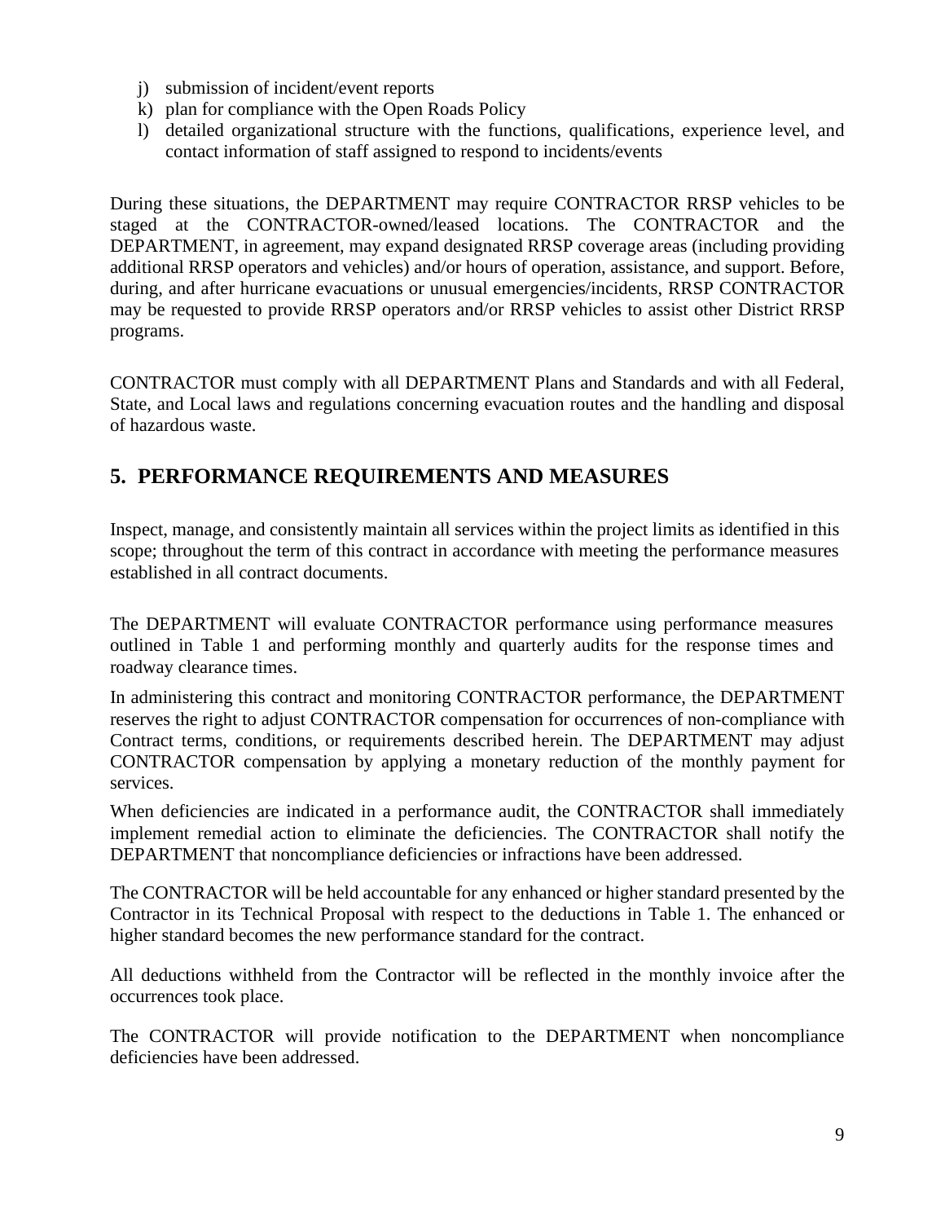j) submission of incident/event reports
k) plan for compliance with the Open Roads Policy
l) detailed organizational structure with the functions, qualifications, experience level, and contact information of staff assigned to respond to incidents/events

During these situations, the DEPARTMENT may require CONTRACTOR RRSP vehicles to be staged at the CONTRACTOR-owned/leased locations. The CONTRACTOR and the DEPARTMENT, in agreement, may expand designated RRSP coverage areas (including providing additional RRSP operators and vehicles) and/or hours of operation, assistance, and support. Before, during, and after hurricane evacuations or unusual emergencies/incidents, RRSP CONTRACTOR may be requested to provide RRSP operators and/or RRSP vehicles to assist other District RRSP programs.

CONTRACTOR must comply with all DEPARTMENT Plans and Standards and with all Federal, State, and Local laws and regulations concerning evacuation routes and the handling and disposal of hazardous waste.

## 5. PERFORMANCE REQUIREMENTS AND MEASURES

Inspect, manage, and consistently maintain all services within the project limits as identified in this scope; throughout the term of this contract in accordance with meeting the performance measures established in all contract documents.

The DEPARTMENT will evaluate CONTRACTOR performance using performance measures outlined in Table 1 and performing monthly and quarterly audits for the response times and roadway clearance times.

In administering this contract and monitoring CONTRACTOR performance, the DEPARTMENT reserves the right to adjust CONTRACTOR compensation for occurrences of non-compliance with Contract terms, conditions, or requirements described herein. The DEPARTMENT may adjust CONTRACTOR compensation by applying a monetary reduction of the monthly payment for services.

When deficiencies are indicated in a performance audit, the CONTRACTOR shall immediately implement remedial action to eliminate the deficiencies. The CONTRACTOR shall notify the DEPARTMENT that noncompliance deficiencies or infractions have been addressed.

The CONTRACTOR will be held accountable for any enhanced or higher standard presented by the Contractor in its Technical Proposal with respect to the deductions in Table 1. The enhanced or higher standard becomes the new performance standard for the contract.

All deductions withheld from the Contractor will be reflected in the monthly invoice after the occurrences took place.

The CONTRACTOR will provide notification to the DEPARTMENT when noncompliance deficiencies have been addressed.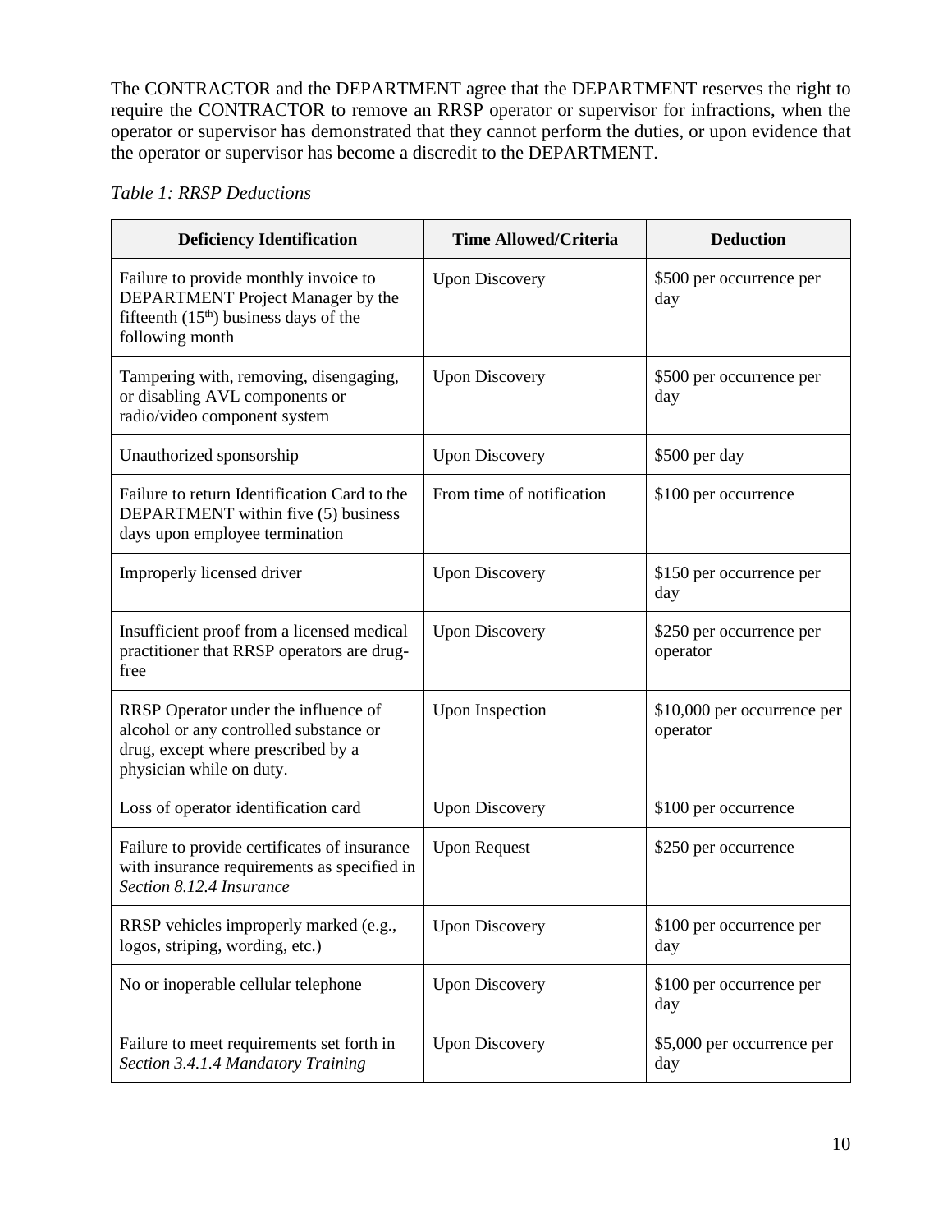The CONTRACTOR and the DEPARTMENT agree that the DEPARTMENT reserves the right to require the CONTRACTOR to remove an RRSP operator or supervisor for infractions, when the operator or supervisor has demonstrated that they cannot perform the duties, or upon evidence that the operator or supervisor has become a discredit to the DEPARTMENT.

*Table 1: RRSP Deductions*

| Deficiency Identification | Time Allowed/Criteria | Deduction |
|---|---|---|
| Failure to provide monthly invoice to DEPARTMENT Project Manager by the fifteenth (15th) business days of the following month | Upon Discovery | $500 per occurrence per day |
| Tampering with, removing, disengaging, or disabling AVL components or radio/video component system | Upon Discovery | $500 per occurrence per day |
| Unauthorized sponsorship | Upon Discovery | $500 per day |
| Failure to return Identification Card to the DEPARTMENT within five (5) business days upon employee termination | From time of notification | $100 per occurrence |
| Improperly licensed driver | Upon Discovery | $150 per occurrence per day |
| Insufficient proof from a licensed medical practitioner that RRSP operators are drug-free | Upon Discovery | $250 per occurrence per operator |
| RRSP Operator under the influence of alcohol or any controlled substance or drug, except where prescribed by a physician while on duty. | Upon Inspection | $10,000 per occurrence per operator |
| Loss of operator identification card | Upon Discovery | $100 per occurrence |
| Failure to provide certificates of insurance with insurance requirements as specified in *Section 8.12.4 Insurance* | Upon Request | $250 per occurrence |
| RRSP vehicles improperly marked (e.g., logos, striping, wording, etc.) | Upon Discovery | $100 per occurrence per day |
| No or inoperable cellular telephone | Upon Discovery | $100 per occurrence per day |
| Failure to meet requirements set forth in *Section 3.4.1.4 Mandatory Training* | Upon Discovery | $5,000 per occurrence per day |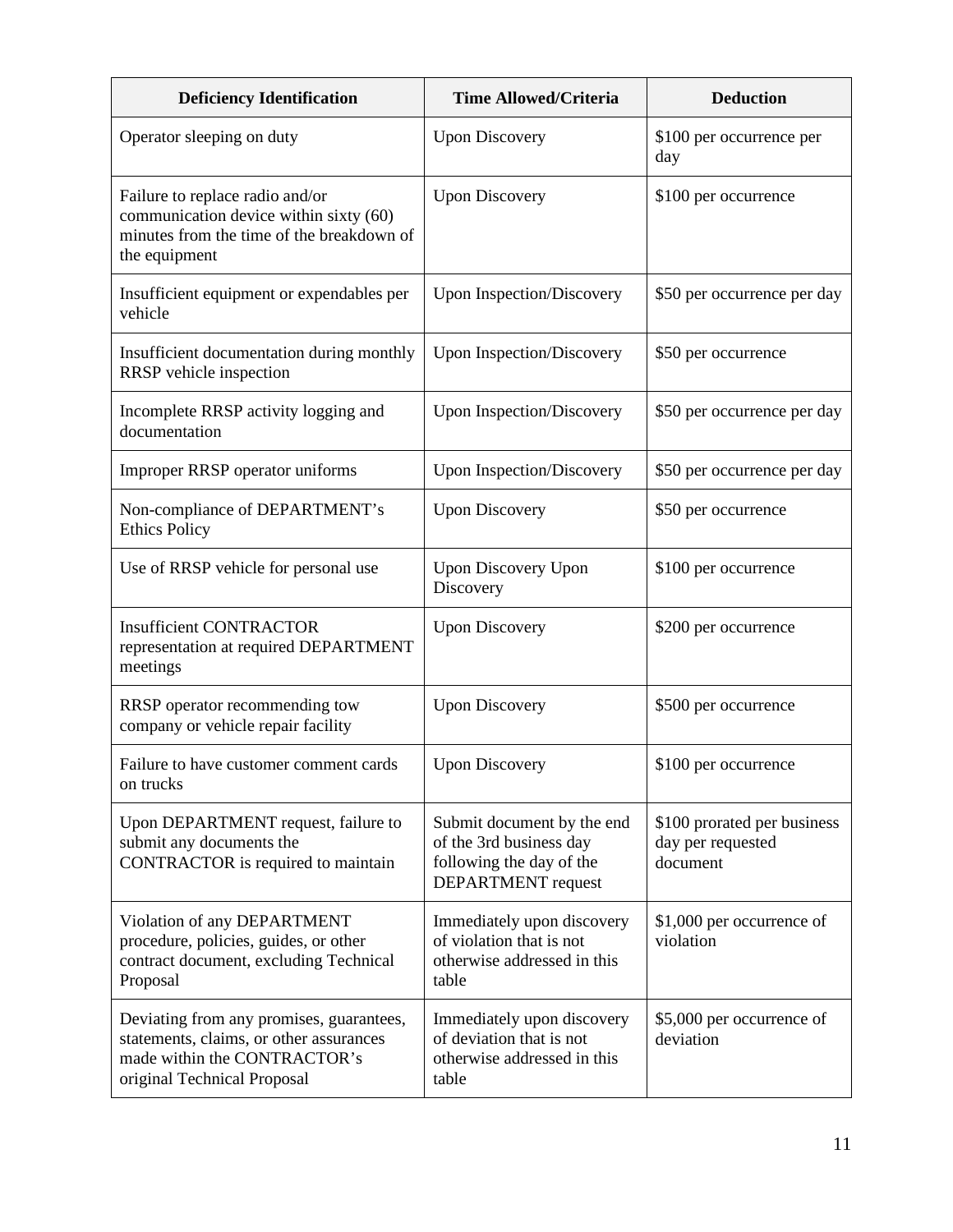| Deficiency Identification | Time Allowed/Criteria | Deduction |
|---|---|---|
| Operator sleeping on duty | Upon Discovery | $100 per occurrence per day |
| Failure to replace radio and/or communication device within sixty (60) minutes from the time of the breakdown of the equipment | Upon Discovery | $100 per occurrence |
| Insufficient equipment or expendables per vehicle | Upon Inspection/Discovery | $50 per occurrence per day |
| Insufficient documentation during monthly RRSP vehicle inspection | Upon Inspection/Discovery | $50 per occurrence |
| Incomplete RRSP activity logging and documentation | Upon Inspection/Discovery | $50 per occurrence per day |
| Improper RRSP operator uniforms | Upon Inspection/Discovery | $50 per occurrence per day |
| Non-compliance of DEPARTMENT's Ethics Policy | Upon Discovery | $50 per occurrence |
| Use of RRSP vehicle for personal use | Upon Discovery Upon Discovery | $100 per occurrence |
| Insufficient CONTRACTOR representation at required DEPARTMENT meetings | Upon Discovery | $200 per occurrence |
| RRSP operator recommending tow company or vehicle repair facility | Upon Discovery | $500 per occurrence |
| Failure to have customer comment cards on trucks | Upon Discovery | $100 per occurrence |
| Upon DEPARTMENT request, failure to submit any documents the CONTRACTOR is required to maintain | Submit document by the end of the 3rd business day following the day of the DEPARTMENT request | $100 prorated per business day per requested document |
| Violation of any DEPARTMENT procedure, policies, guides, or other contract document, excluding Technical Proposal | Immediately upon discovery of violation that is not otherwise addressed in this table | $1,000 per occurrence of violation |
| Deviating from any promises, guarantees, statements, claims, or other assurances made within the CONTRACTOR's original Technical Proposal | Immediately upon discovery of deviation that is not otherwise addressed in this table | $5,000 per occurrence of deviation |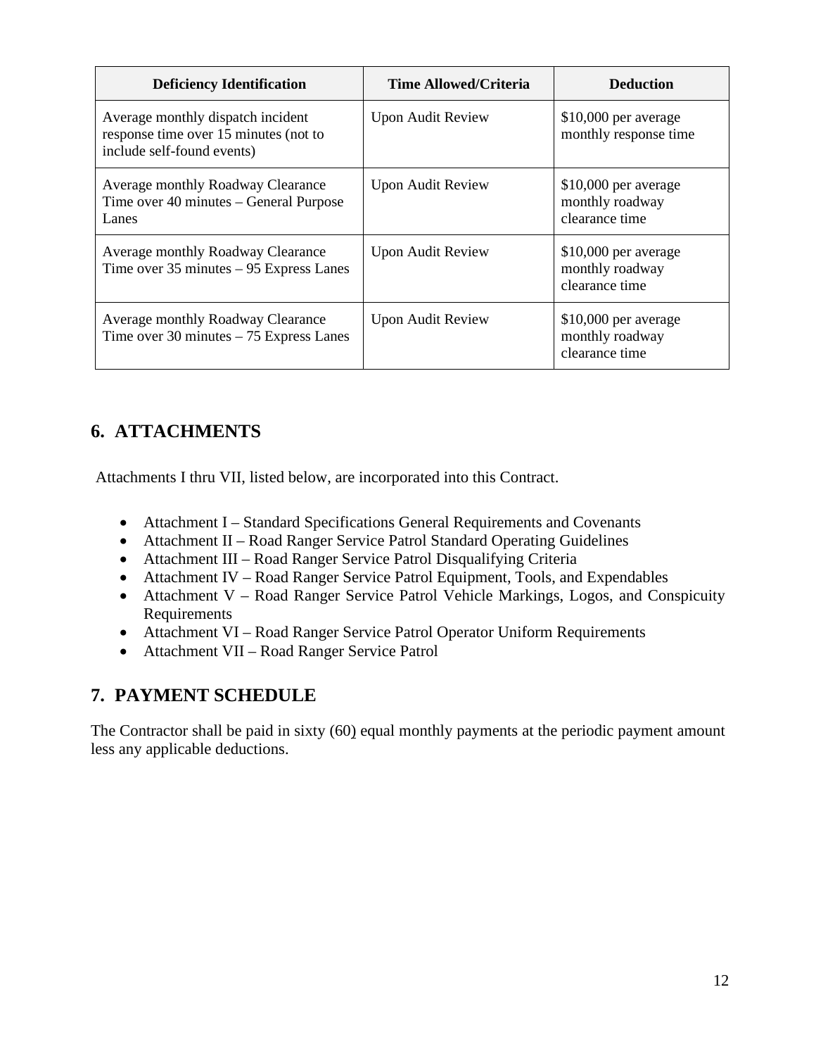| Deficiency Identification | Time Allowed/Criteria | Deduction |
|---|---|---|
| Average monthly dispatch incident response time over 15 minutes (not to include self-found events) | Upon Audit Review | $10,000 per average monthly response time |
| Average monthly Roadway Clearance Time over 40 minutes – General Purpose Lanes | Upon Audit Review | $10,000 per average monthly roadway clearance time |
| Average monthly Roadway Clearance Time over 35 minutes – 95 Express Lanes | Upon Audit Review | $10,000 per average monthly roadway clearance time |
| Average monthly Roadway Clearance Time over 30 minutes – 75 Express Lanes | Upon Audit Review | $10,000 per average monthly roadway clearance time |

## 6. ATTACHMENTS

Attachments I thru VII, listed below, are incorporated into this Contract.

- Attachment I – Standard Specifications General Requirements and Covenants
- Attachment II – Road Ranger Service Patrol Standard Operating Guidelines
- Attachment III – Road Ranger Service Patrol Disqualifying Criteria
- Attachment IV – Road Ranger Service Patrol Equipment, Tools, and Expendables
- Attachment V – Road Ranger Service Patrol Vehicle Markings, Logos, and Conspicuity Requirements
- Attachment VI – Road Ranger Service Patrol Operator Uniform Requirements
- Attachment VII – Road Ranger Service Patrol

## 7. PAYMENT SCHEDULE

The Contractor shall be paid in sixty (60) equal monthly payments at the periodic payment amount less any applicable deductions.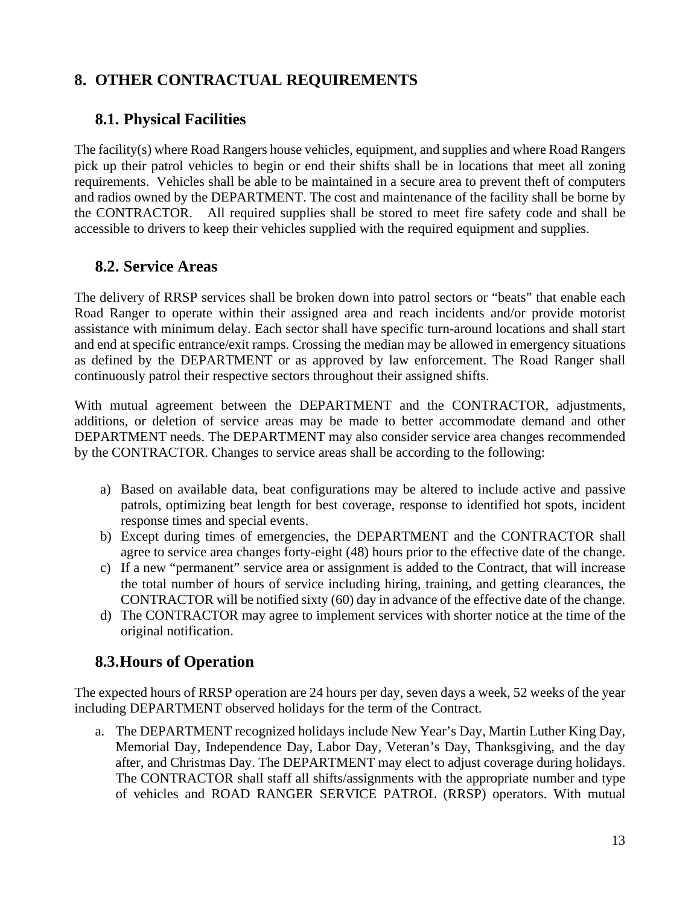## 8. OTHER CONTRACTUAL REQUIREMENTS

### 8.1. Physical Facilities

The facility(s) where Road Rangers house vehicles, equipment, and supplies and where Road Rangers pick up their patrol vehicles to begin or end their shifts shall be in locations that meet all zoning requirements. Vehicles shall be able to be maintained in a secure area to prevent theft of computers and radios owned by the DEPARTMENT. The cost and maintenance of the facility shall be borne by the CONTRACTOR. All required supplies shall be stored to meet fire safety code and shall be accessible to drivers to keep their vehicles supplied with the required equipment and supplies.

### 8.2. Service Areas

The delivery of RRSP services shall be broken down into patrol sectors or "beats" that enable each Road Ranger to operate within their assigned area and reach incidents and/or provide motorist assistance with minimum delay. Each sector shall have specific turn-around locations and shall start and end at specific entrance/exit ramps. Crossing the median may be allowed in emergency situations as defined by the DEPARTMENT or as approved by law enforcement. The Road Ranger shall continuously patrol their respective sectors throughout their assigned shifts.

With mutual agreement between the DEPARTMENT and the CONTRACTOR, adjustments, additions, or deletion of service areas may be made to better accommodate demand and other DEPARTMENT needs. The DEPARTMENT may also consider service area changes recommended by the CONTRACTOR. Changes to service areas shall be according to the following:

a) Based on available data, beat configurations may be altered to include active and passive patrols, optimizing beat length for best coverage, response to identified hot spots, incident response times and special events.
b) Except during times of emergencies, the DEPARTMENT and the CONTRACTOR shall agree to service area changes forty-eight (48) hours prior to the effective date of the change.
c) If a new "permanent" service area or assignment is added to the Contract, that will increase the total number of hours of service including hiring, training, and getting clearances, the CONTRACTOR will be notified sixty (60) day in advance of the effective date of the change.
d) The CONTRACTOR may agree to implement services with shorter notice at the time of the original notification.

### 8.3.Hours of Operation

The expected hours of RRSP operation are 24 hours per day, seven days a week, 52 weeks of the year including DEPARTMENT observed holidays for the term of the Contract.

a. The DEPARTMENT recognized holidays include New Year's Day, Martin Luther King Day, Memorial Day, Independence Day, Labor Day, Veteran's Day, Thanksgiving, and the day after, and Christmas Day. The DEPARTMENT may elect to adjust coverage during holidays. The CONTRACTOR shall staff all shifts/assignments with the appropriate number and type of vehicles and ROAD RANGER SERVICE PATROL (RRSP) operators. With mutual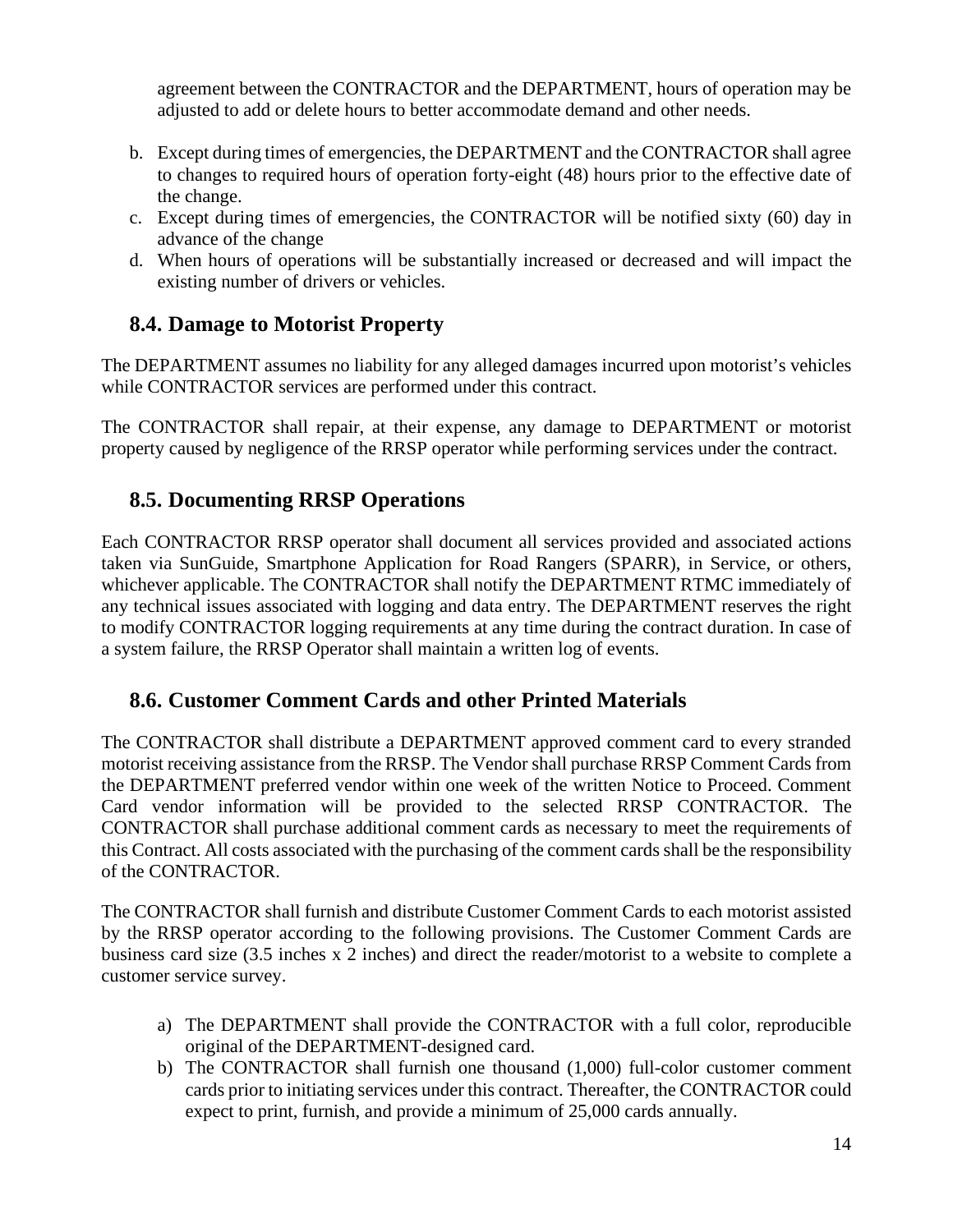agreement between the CONTRACTOR and the DEPARTMENT, hours of operation may be adjusted to add or delete hours to better accommodate demand and other needs.

b. Except during times of emergencies, the DEPARTMENT and the CONTRACTOR shall agree to changes to required hours of operation forty-eight (48) hours prior to the effective date of the change.
c. Except during times of emergencies, the CONTRACTOR will be notified sixty (60) day in advance of the change
d. When hours of operations will be substantially increased or decreased and will impact the existing number of drivers or vehicles.

## 8.4. Damage to Motorist Property

The DEPARTMENT assumes no liability for any alleged damages incurred upon motorist's vehicles while CONTRACTOR services are performed under this contract.

The CONTRACTOR shall repair, at their expense, any damage to DEPARTMENT or motorist property caused by negligence of the RRSP operator while performing services under the contract.

## 8.5. Documenting RRSP Operations

Each CONTRACTOR RRSP operator shall document all services provided and associated actions taken via SunGuide, Smartphone Application for Road Rangers (SPARR), in Service, or others, whichever applicable. The CONTRACTOR shall notify the DEPARTMENT RTMC immediately of any technical issues associated with logging and data entry. The DEPARTMENT reserves the right to modify CONTRACTOR logging requirements at any time during the contract duration. In case of a system failure, the RRSP Operator shall maintain a written log of events.

## 8.6. Customer Comment Cards and other Printed Materials

The CONTRACTOR shall distribute a DEPARTMENT approved comment card to every stranded motorist receiving assistance from the RRSP. The Vendor shall purchase RRSP Comment Cards from the DEPARTMENT preferred vendor within one week of the written Notice to Proceed. Comment Card vendor information will be provided to the selected RRSP CONTRACTOR. The CONTRACTOR shall purchase additional comment cards as necessary to meet the requirements of this Contract. All costs associated with the purchasing of the comment cards shall be the responsibility of the CONTRACTOR.

The CONTRACTOR shall furnish and distribute Customer Comment Cards to each motorist assisted by the RRSP operator according to the following provisions. The Customer Comment Cards are business card size (3.5 inches x 2 inches) and direct the reader/motorist to a website to complete a customer service survey.

a) The DEPARTMENT shall provide the CONTRACTOR with a full color, reproducible original of the DEPARTMENT-designed card.
b) The CONTRACTOR shall furnish one thousand (1,000) full-color customer comment cards prior to initiating services under this contract. Thereafter, the CONTRACTOR could expect to print, furnish, and provide a minimum of 25,000 cards annually.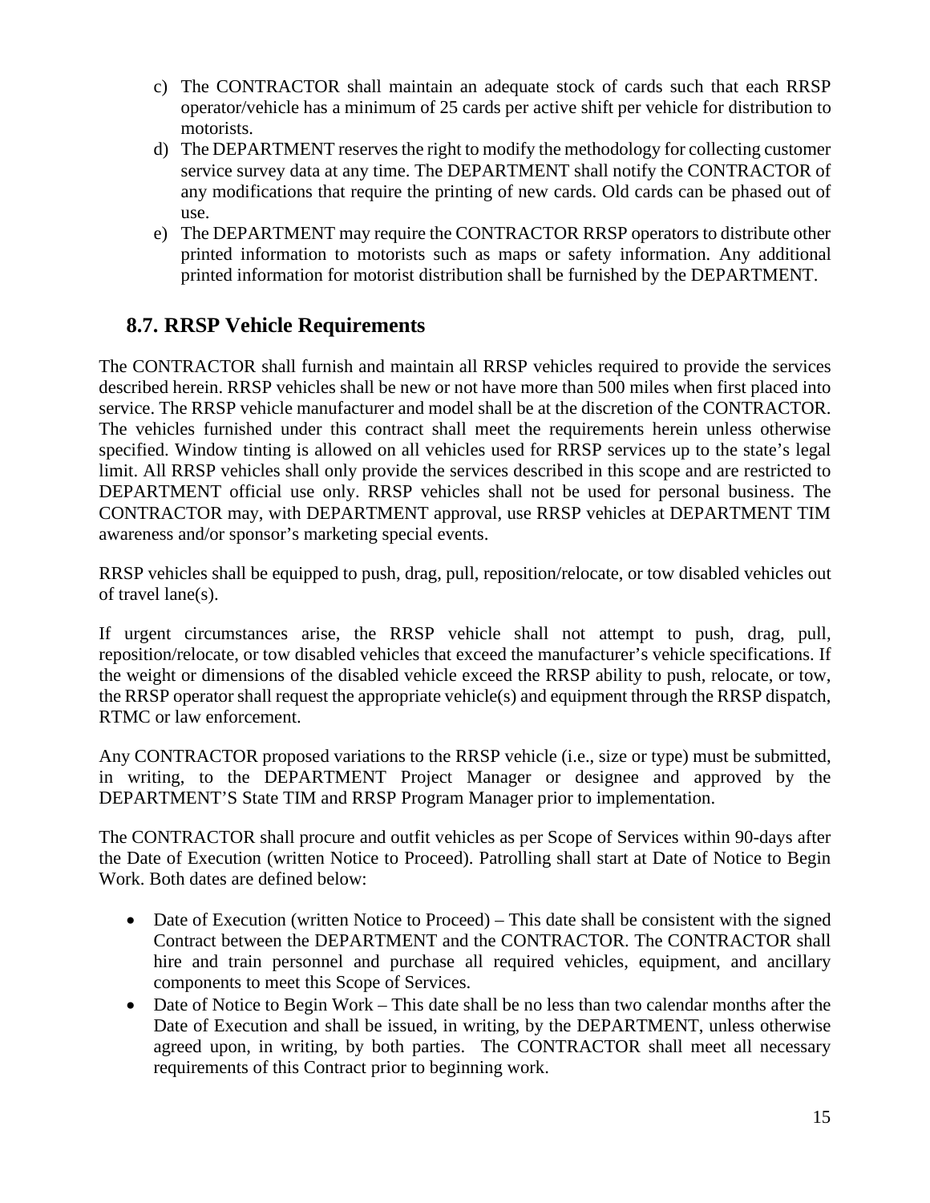c) The CONTRACTOR shall maintain an adequate stock of cards such that each RRSP operator/vehicle has a minimum of 25 cards per active shift per vehicle for distribution to motorists.
d) The DEPARTMENT reserves the right to modify the methodology for collecting customer service survey data at any time. The DEPARTMENT shall notify the CONTRACTOR of any modifications that require the printing of new cards. Old cards can be phased out of use.
e) The DEPARTMENT may require the CONTRACTOR RRSP operators to distribute other printed information to motorists such as maps or safety information. Any additional printed information for motorist distribution shall be furnished by the DEPARTMENT.

## 8.7. RRSP Vehicle Requirements

The CONTRACTOR shall furnish and maintain all RRSP vehicles required to provide the services described herein. RRSP vehicles shall be new or not have more than 500 miles when first placed into service. The RRSP vehicle manufacturer and model shall be at the discretion of the CONTRACTOR. The vehicles furnished under this contract shall meet the requirements herein unless otherwise specified. Window tinting is allowed on all vehicles used for RRSP services up to the state's legal limit. All RRSP vehicles shall only provide the services described in this scope and are restricted to DEPARTMENT official use only. RRSP vehicles shall not be used for personal business. The CONTRACTOR may, with DEPARTMENT approval, use RRSP vehicles at DEPARTMENT TIM awareness and/or sponsor's marketing special events.

RRSP vehicles shall be equipped to push, drag, pull, reposition/relocate, or tow disabled vehicles out of travel lane(s).

If urgent circumstances arise, the RRSP vehicle shall not attempt to push, drag, pull, reposition/relocate, or tow disabled vehicles that exceed the manufacturer's vehicle specifications. If the weight or dimensions of the disabled vehicle exceed the RRSP ability to push, relocate, or tow, the RRSP operator shall request the appropriate vehicle(s) and equipment through the RRSP dispatch, RTMC or law enforcement.

Any CONTRACTOR proposed variations to the RRSP vehicle (i.e., size or type) must be submitted, in writing, to the DEPARTMENT Project Manager or designee and approved by the DEPARTMENT'S State TIM and RRSP Program Manager prior to implementation.

The CONTRACTOR shall procure and outfit vehicles as per Scope of Services within 90-days after the Date of Execution (written Notice to Proceed). Patrolling shall start at Date of Notice to Begin Work. Both dates are defined below:

- Date of Execution (written Notice to Proceed) – This date shall be consistent with the signed Contract between the DEPARTMENT and the CONTRACTOR. The CONTRACTOR shall hire and train personnel and purchase all required vehicles, equipment, and ancillary components to meet this Scope of Services.
- Date of Notice to Begin Work – This date shall be no less than two calendar months after the Date of Execution and shall be issued, in writing, by the DEPARTMENT, unless otherwise agreed upon, in writing, by both parties. The CONTRACTOR shall meet all necessary requirements of this Contract prior to beginning work.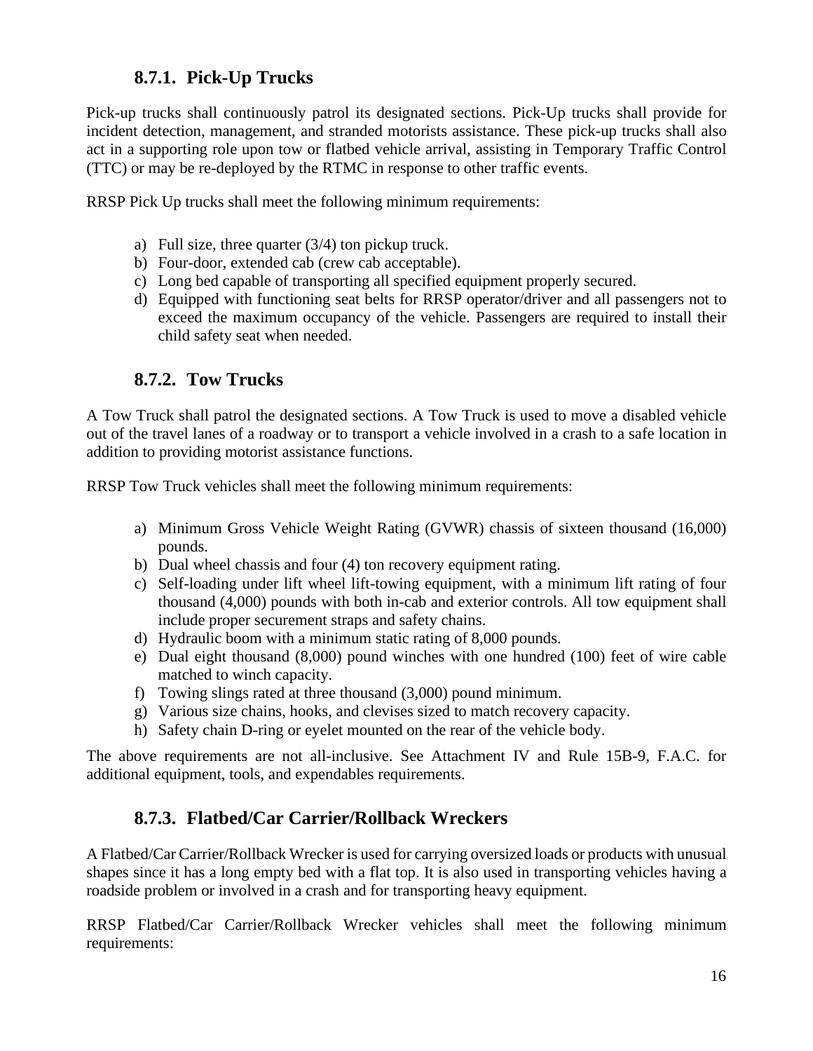### 8.7.1. Pick-Up Trucks

Pick-up trucks shall continuously patrol its designated sections. Pick-Up trucks shall provide for incident detection, management, and stranded motorists assistance. These pick-up trucks shall also act in a supporting role upon tow or flatbed vehicle arrival, assisting in Temporary Traffic Control (TTC) or may be re-deployed by the RTMC in response to other traffic events.

RRSP Pick Up trucks shall meet the following minimum requirements:

a) Full size, three quarter (3/4) ton pickup truck.
b) Four-door, extended cab (crew cab acceptable).
c) Long bed capable of transporting all specified equipment properly secured.
d) Equipped with functioning seat belts for RRSP operator/driver and all passengers not to exceed the maximum occupancy of the vehicle. Passengers are required to install their child safety seat when needed.

### 8.7.2. Tow Trucks

A Tow Truck shall patrol the designated sections. A Tow Truck is used to move a disabled vehicle out of the travel lanes of a roadway or to transport a vehicle involved in a crash to a safe location in addition to providing motorist assistance functions.

RRSP Tow Truck vehicles shall meet the following minimum requirements:

a) Minimum Gross Vehicle Weight Rating (GVWR) chassis of sixteen thousand (16,000) pounds.
b) Dual wheel chassis and four (4) ton recovery equipment rating.
c) Self-loading under lift wheel lift-towing equipment, with a minimum lift rating of four thousand (4,000) pounds with both in-cab and exterior controls. All tow equipment shall include proper securement straps and safety chains.
d) Hydraulic boom with a minimum static rating of 8,000 pounds.
e) Dual eight thousand (8,000) pound winches with one hundred (100) feet of wire cable matched to winch capacity.
f) Towing slings rated at three thousand (3,000) pound minimum.
g) Various size chains, hooks, and clevises sized to match recovery capacity.
h) Safety chain D-ring or eyelet mounted on the rear of the vehicle body.

The above requirements are not all-inclusive. See Attachment IV and Rule 15B-9, F.A.C. for additional equipment, tools, and expendables requirements.

### 8.7.3. Flatbed/Car Carrier/Rollback Wreckers

A Flatbed/Car Carrier/Rollback Wrecker is used for carrying oversized loads or products with unusual shapes since it has a long empty bed with a flat top. It is also used in transporting vehicles having a roadside problem or involved in a crash and for transporting heavy equipment.

RRSP Flatbed/Car Carrier/Rollback Wrecker vehicles shall meet the following minimum requirements: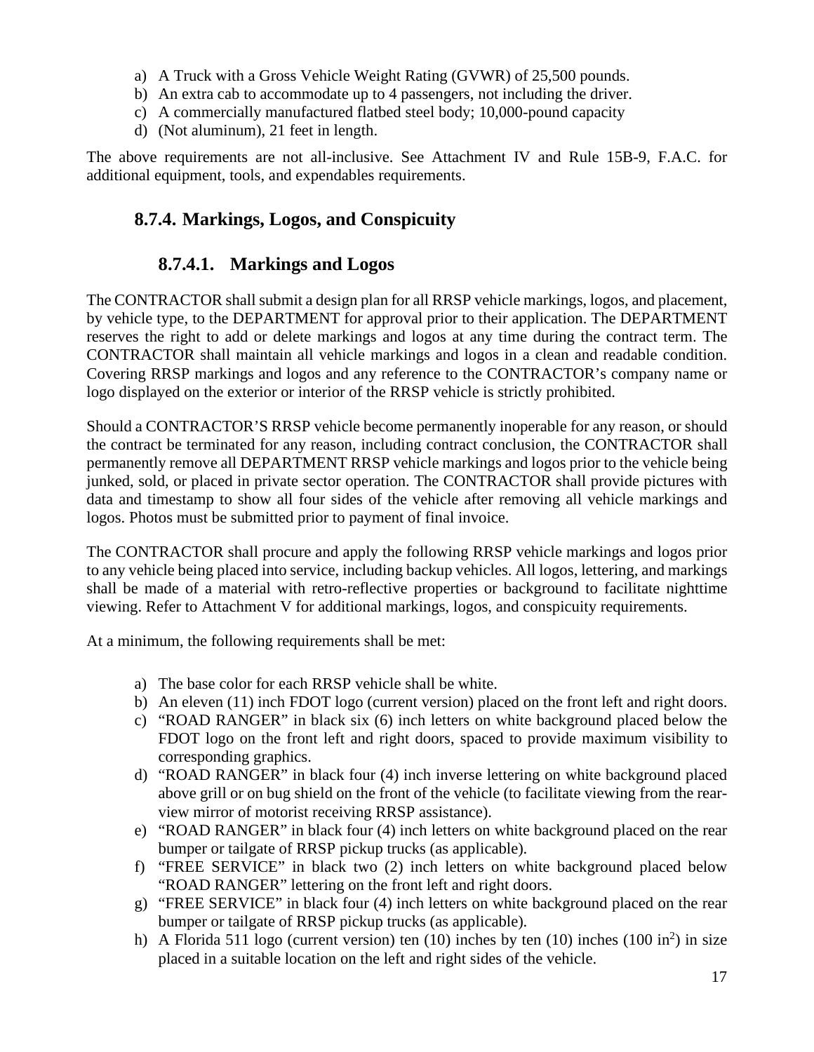a) A Truck with a Gross Vehicle Weight Rating (GVWR) of 25,500 pounds.
b) An extra cab to accommodate up to 4 passengers, not including the driver.
c) A commercially manufactured flatbed steel body; 10,000-pound capacity
d) (Not aluminum), 21 feet in length.

The above requirements are not all-inclusive. See Attachment IV and Rule 15B-9, F.A.C. for additional equipment, tools, and expendables requirements.

## 8.7.4. Markings, Logos, and Conspicuity

### 8.7.4.1. Markings and Logos

The CONTRACTOR shall submit a design plan for all RRSP vehicle markings, logos, and placement, by vehicle type, to the DEPARTMENT for approval prior to their application. The DEPARTMENT reserves the right to add or delete markings and logos at any time during the contract term. The CONTRACTOR shall maintain all vehicle markings and logos in a clean and readable condition. Covering RRSP markings and logos and any reference to the CONTRACTOR's company name or logo displayed on the exterior or interior of the RRSP vehicle is strictly prohibited.

Should a CONTRACTOR'S RRSP vehicle become permanently inoperable for any reason, or should the contract be terminated for any reason, including contract conclusion, the CONTRACTOR shall permanently remove all DEPARTMENT RRSP vehicle markings and logos prior to the vehicle being junked, sold, or placed in private sector operation. The CONTRACTOR shall provide pictures with data and timestamp to show all four sides of the vehicle after removing all vehicle markings and logos. Photos must be submitted prior to payment of final invoice.

The CONTRACTOR shall procure and apply the following RRSP vehicle markings and logos prior to any vehicle being placed into service, including backup vehicles. All logos, lettering, and markings shall be made of a material with retro-reflective properties or background to facilitate nighttime viewing. Refer to Attachment V for additional markings, logos, and conspicuity requirements.

At a minimum, the following requirements shall be met:

a) The base color for each RRSP vehicle shall be white.
b) An eleven (11) inch FDOT logo (current version) placed on the front left and right doors.
c) "ROAD RANGER" in black six (6) inch letters on white background placed below the FDOT logo on the front left and right doors, spaced to provide maximum visibility to corresponding graphics.
d) "ROAD RANGER" in black four (4) inch inverse lettering on white background placed above grill or on bug shield on the front of the vehicle (to facilitate viewing from the rear-view mirror of motorist receiving RRSP assistance).
e) "ROAD RANGER" in black four (4) inch letters on white background placed on the rear bumper or tailgate of RRSP pickup trucks (as applicable).
f) "FREE SERVICE" in black two (2) inch letters on white background placed below "ROAD RANGER" lettering on the front left and right doors.
g) "FREE SERVICE" in black four (4) inch letters on white background placed on the rear bumper or tailgate of RRSP pickup trucks (as applicable).
h) A Florida 511 logo (current version) ten (10) inches by ten (10) inches (100 $in^2$) in size placed in a suitable location on the left and right sides of the vehicle.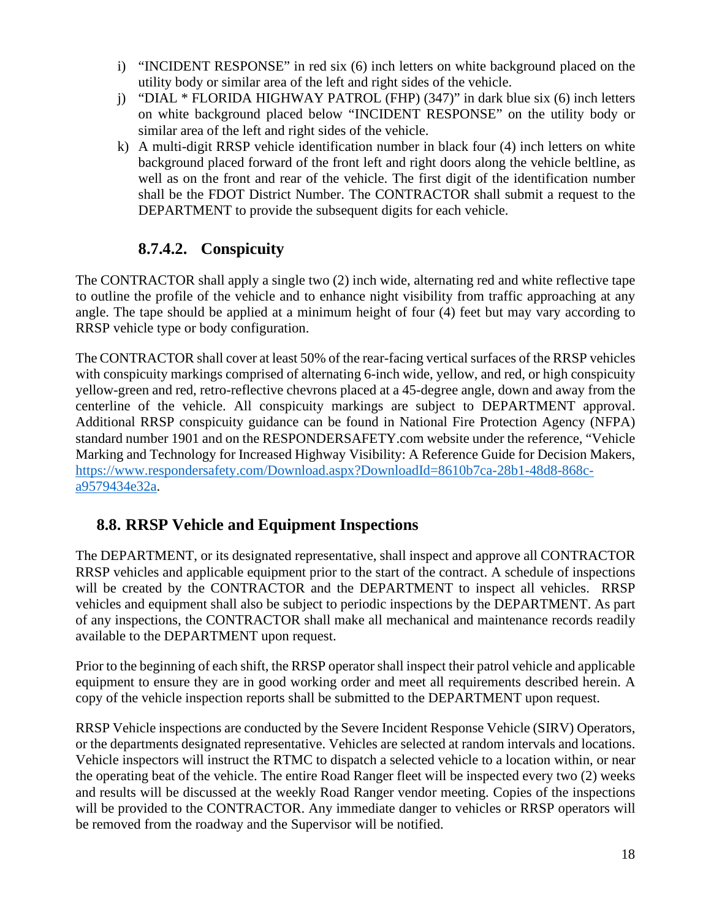i) "INCIDENT RESPONSE" in red six (6) inch letters on white background placed on the utility body or similar area of the left and right sides of the vehicle.
j) "DIAL * FLORIDA HIGHWAY PATROL (FHP) (347)" in dark blue six (6) inch letters on white background placed below "INCIDENT RESPONSE" on the utility body or similar area of the left and right sides of the vehicle.
k) A multi-digit RRSP vehicle identification number in black four (4) inch letters on white background placed forward of the front left and right doors along the vehicle beltline, as well as on the front and rear of the vehicle. The first digit of the identification number shall be the FDOT District Number. The CONTRACTOR shall submit a request to the DEPARTMENT to provide the subsequent digits for each vehicle.

### 8.7.4.2. Conspicuity

The CONTRACTOR shall apply a single two (2) inch wide, alternating red and white reflective tape to outline the profile of the vehicle and to enhance night visibility from traffic approaching at any angle. The tape should be applied at a minimum height of four (4) feet but may vary according to RRSP vehicle type or body configuration.

The CONTRACTOR shall cover at least 50% of the rear-facing vertical surfaces of the RRSP vehicles with conspicuity markings comprised of alternating 6-inch wide, yellow, and red, or high conspicuity yellow-green and red, retro-reflective chevrons placed at a 45-degree angle, down and away from the centerline of the vehicle. All conspicuity markings are subject to DEPARTMENT approval. Additional RRSP conspicuity guidance can be found in National Fire Protection Agency (NFPA) standard number 1901 and on the RESPONDERSAFETY.com website under the reference, "Vehicle Marking and Technology for Increased Highway Visibility: A Reference Guide for Decision Makers, [https://www.respondersafety.com/Download.aspx?DownloadId=8610b7ca-28b1-48d8-868c-a9579434e32a](https://www.respondersafety.com/Download.aspx?DownloadId=8610b7ca-28b1-48d8-868c-a9579434e32a).

## 8.8. RRSP Vehicle and Equipment Inspections

The DEPARTMENT, or its designated representative, shall inspect and approve all CONTRACTOR RRSP vehicles and applicable equipment prior to the start of the contract. A schedule of inspections will be created by the CONTRACTOR and the DEPARTMENT to inspect all vehicles. RRSP vehicles and equipment shall also be subject to periodic inspections by the DEPARTMENT. As part of any inspections, the CONTRACTOR shall make all mechanical and maintenance records readily available to the DEPARTMENT upon request.

Prior to the beginning of each shift, the RRSP operator shall inspect their patrol vehicle and applicable equipment to ensure they are in good working order and meet all requirements described herein. A copy of the vehicle inspection reports shall be submitted to the DEPARTMENT upon request.

RRSP Vehicle inspections are conducted by the Severe Incident Response Vehicle (SIRV) Operators, or the departments designated representative. Vehicles are selected at random intervals and locations. Vehicle inspectors will instruct the RTMC to dispatch a selected vehicle to a location within, or near the operating beat of the vehicle. The entire Road Ranger fleet will be inspected every two (2) weeks and results will be discussed at the weekly Road Ranger vendor meeting. Copies of the inspections will be provided to the CONTRACTOR. Any immediate danger to vehicles or RRSP operators will be removed from the roadway and the Supervisor will be notified.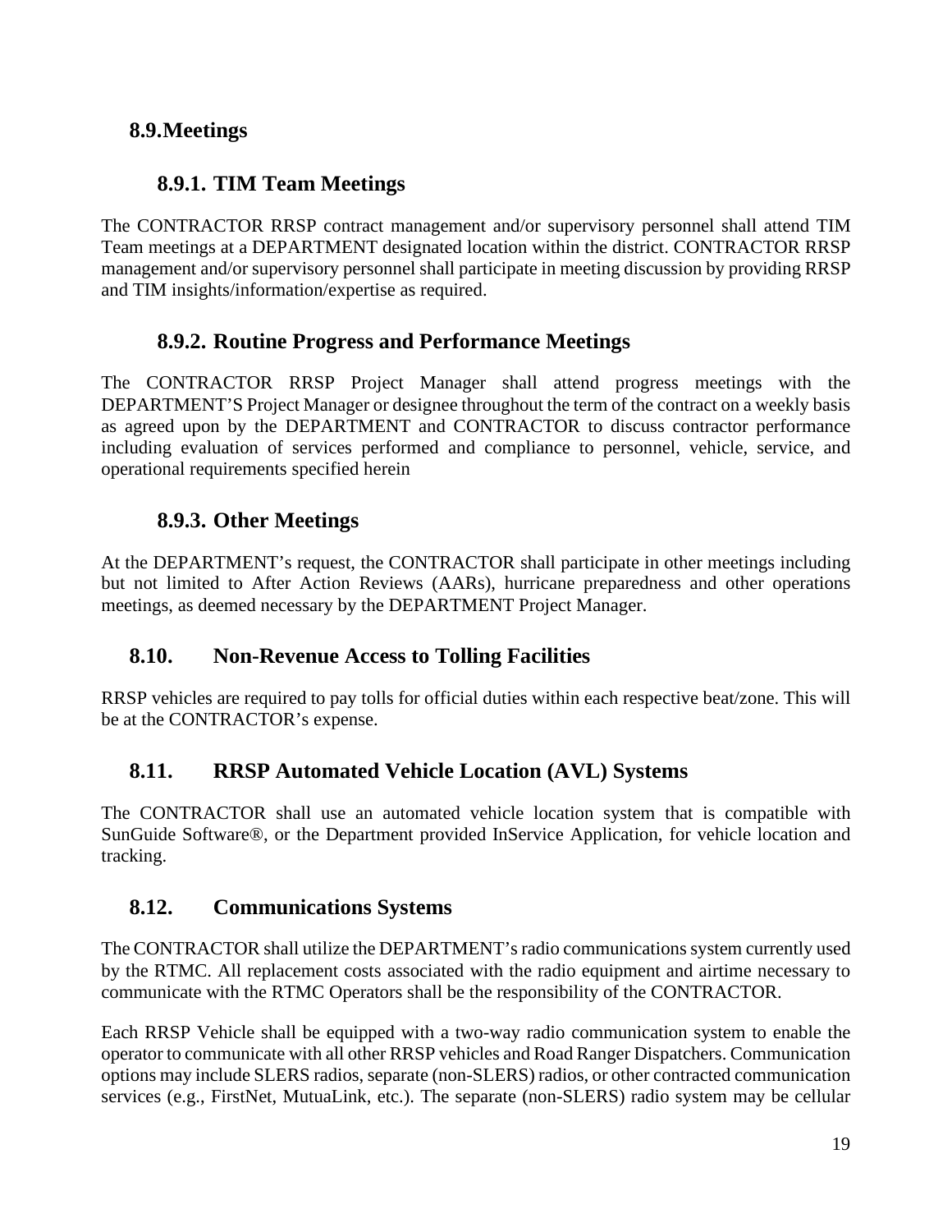## 8.9. Meetings

### 8.9.1. TIM Team Meetings

The CONTRACTOR RRSP contract management and/or supervisory personnel shall attend TIM Team meetings at a DEPARTMENT designated location within the district. CONTRACTOR RRSP management and/or supervisory personnel shall participate in meeting discussion by providing RRSP and TIM insights/information/expertise as required.

### 8.9.2. Routine Progress and Performance Meetings

The CONTRACTOR RRSP Project Manager shall attend progress meetings with the DEPARTMENT'S Project Manager or designee throughout the term of the contract on a weekly basis as agreed upon by the DEPARTMENT and CONTRACTOR to discuss contractor performance including evaluation of services performed and compliance to personnel, vehicle, service, and operational requirements specified herein

### 8.9.3. Other Meetings

At the DEPARTMENT's request, the CONTRACTOR shall participate in other meetings including but not limited to After Action Reviews (AARs), hurricane preparedness and other operations meetings, as deemed necessary by the DEPARTMENT Project Manager.

## 8.10. Non-Revenue Access to Tolling Facilities

RRSP vehicles are required to pay tolls for official duties within each respective beat/zone. This will be at the CONTRACTOR's expense.

## 8.11. RRSP Automated Vehicle Location (AVL) Systems

The CONTRACTOR shall use an automated vehicle location system that is compatible with SunGuide Software®, or the Department provided InService Application, for vehicle location and tracking.

## 8.12. Communications Systems

The CONTRACTOR shall utilize the DEPARTMENT's radio communications system currently used by the RTMC. All replacement costs associated with the radio equipment and airtime necessary to communicate with the RTMC Operators shall be the responsibility of the CONTRACTOR.

Each RRSP Vehicle shall be equipped with a two-way radio communication system to enable the operator to communicate with all other RRSP vehicles and Road Ranger Dispatchers. Communication options may include SLERS radios, separate (non-SLERS) radios, or other contracted communication services (e.g., FirstNet, MutuaLink, etc.). The separate (non-SLERS) radio system may be cellular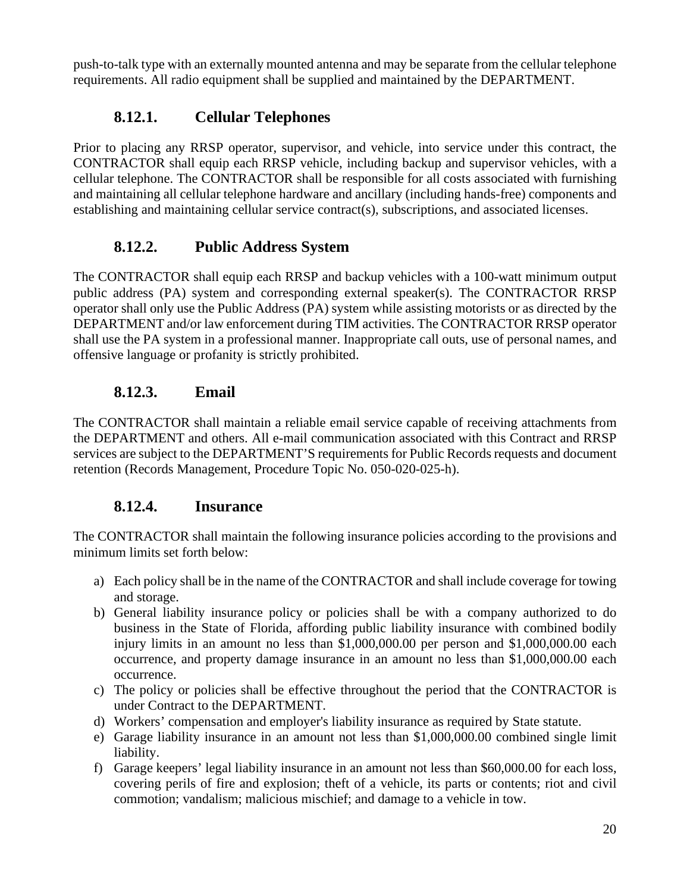push-to-talk type with an externally mounted antenna and may be separate from the cellular telephone requirements. All radio equipment shall be supplied and maintained by the DEPARTMENT.

### 8.12.1. Cellular Telephones

Prior to placing any RRSP operator, supervisor, and vehicle, into service under this contract, the CONTRACTOR shall equip each RRSP vehicle, including backup and supervisor vehicles, with a cellular telephone. The CONTRACTOR shall be responsible for all costs associated with furnishing and maintaining all cellular telephone hardware and ancillary (including hands-free) components and establishing and maintaining cellular service contract(s), subscriptions, and associated licenses.

### 8.12.2. Public Address System

The CONTRACTOR shall equip each RRSP and backup vehicles with a 100-watt minimum output public address (PA) system and corresponding external speaker(s). The CONTRACTOR RRSP operator shall only use the Public Address (PA) system while assisting motorists or as directed by the DEPARTMENT and/or law enforcement during TIM activities. The CONTRACTOR RRSP operator shall use the PA system in a professional manner. Inappropriate call outs, use of personal names, and offensive language or profanity is strictly prohibited.

### 8.12.3. Email

The CONTRACTOR shall maintain a reliable email service capable of receiving attachments from the DEPARTMENT and others. All e-mail communication associated with this Contract and RRSP services are subject to the DEPARTMENT'S requirements for Public Records requests and document retention (Records Management, Procedure Topic No. 050-020-025-h).

### 8.12.4. Insurance

The CONTRACTOR shall maintain the following insurance policies according to the provisions and minimum limits set forth below:

a) Each policy shall be in the name of the CONTRACTOR and shall include coverage for towing and storage.
b) General liability insurance policy or policies shall be with a company authorized to do business in the State of Florida, affording public liability insurance with combined bodily injury limits in an amount no less than $1,000,000.00 per person and $1,000,000.00 each occurrence, and property damage insurance in an amount no less than $1,000,000.00 each occurrence.
c) The policy or policies shall be effective throughout the period that the CONTRACTOR is under Contract to the DEPARTMENT.
d) Workers' compensation and employer's liability insurance as required by State statute.
e) Garage liability insurance in an amount not less than $1,000,000.00 combined single limit liability.
f) Garage keepers' legal liability insurance in an amount not less than $60,000.00 for each loss, covering perils of fire and explosion; theft of a vehicle, its parts or contents; riot and civil commotion; vandalism; malicious mischief; and damage to a vehicle in tow.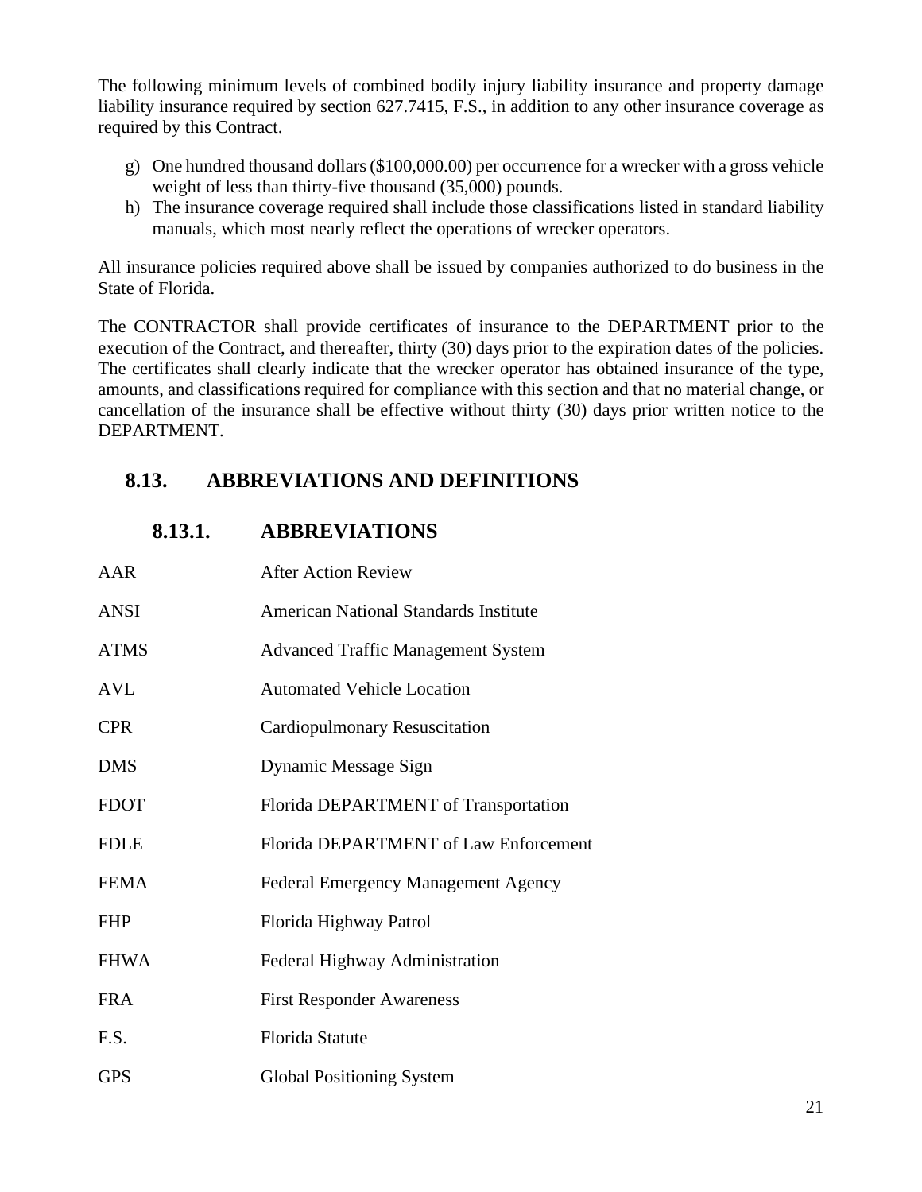The following minimum levels of combined bodily injury liability insurance and property damage liability insurance required by section 627.7415, F.S., in addition to any other insurance coverage as required by this Contract.

g) One hundred thousand dollars ($100,000.00) per occurrence for a wrecker with a gross vehicle weight of less than thirty-five thousand (35,000) pounds.
h) The insurance coverage required shall include those classifications listed in standard liability manuals, which most nearly reflect the operations of wrecker operators.

All insurance policies required above shall be issued by companies authorized to do business in the State of Florida.

The CONTRACTOR shall provide certificates of insurance to the DEPARTMENT prior to the execution of the Contract, and thereafter, thirty (30) days prior to the expiration dates of the policies. The certificates shall clearly indicate that the wrecker operator has obtained insurance of the type, amounts, and classifications required for compliance with this section and that no material change, or cancellation of the insurance shall be effective without thirty (30) days prior written notice to the DEPARTMENT.

## 8.13. ABBREVIATIONS AND DEFINITIONS

### 8.13.1. ABBREVIATIONS

| | |
|---|---|
| AAR | After Action Review |
| ANSI | American National Standards Institute |
| ATMS | Advanced Traffic Management System |
| AVL | Automated Vehicle Location |
| CPR | Cardiopulmonary Resuscitation |
| DMS | Dynamic Message Sign |
| FDOT | Florida DEPARTMENT of Transportation |
| FDLE | Florida DEPARTMENT of Law Enforcement |
| FEMA | Federal Emergency Management Agency |
| FHP | Florida Highway Patrol |
| FHWA | Federal Highway Administration |
| FRA | First Responder Awareness |
| F.S. | Florida Statute |
| GPS | Global Positioning System |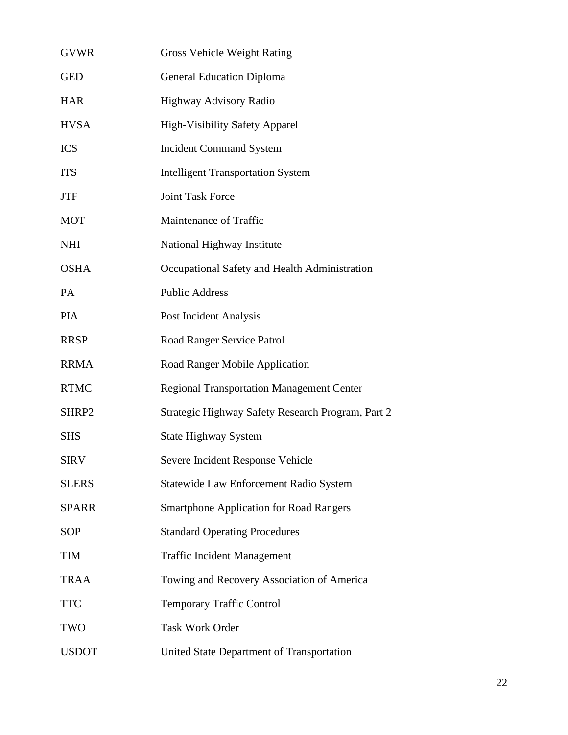| | |
|---|---|
| GVWR | Gross Vehicle Weight Rating |
| GED | General Education Diploma |
| HAR | Highway Advisory Radio |
| HVSA | High-Visibility Safety Apparel |
| ICS | Incident Command System |
| ITS | Intelligent Transportation System |
| JTF | Joint Task Force |
| MOT | Maintenance of Traffic |
| NHI | National Highway Institute |
| OSHA | Occupational Safety and Health Administration |
| PA | Public Address |
| PIA | Post Incident Analysis |
| RRSP | Road Ranger Service Patrol |
| RRMA | Road Ranger Mobile Application |
| RTMC | Regional Transportation Management Center |
| SHRP2 | Strategic Highway Safety Research Program, Part 2 |
| SHS | State Highway System |
| SIRV | Severe Incident Response Vehicle |
| SLERS | Statewide Law Enforcement Radio System |
| SPARR | Smartphone Application for Road Rangers |
| SOP | Standard Operating Procedures |
| TIM | Traffic Incident Management |
| TRAA | Towing and Recovery Association of America |
| TTC | Temporary Traffic Control |
| TWO | Task Work Order |
| USDOT | United State Department of Transportation |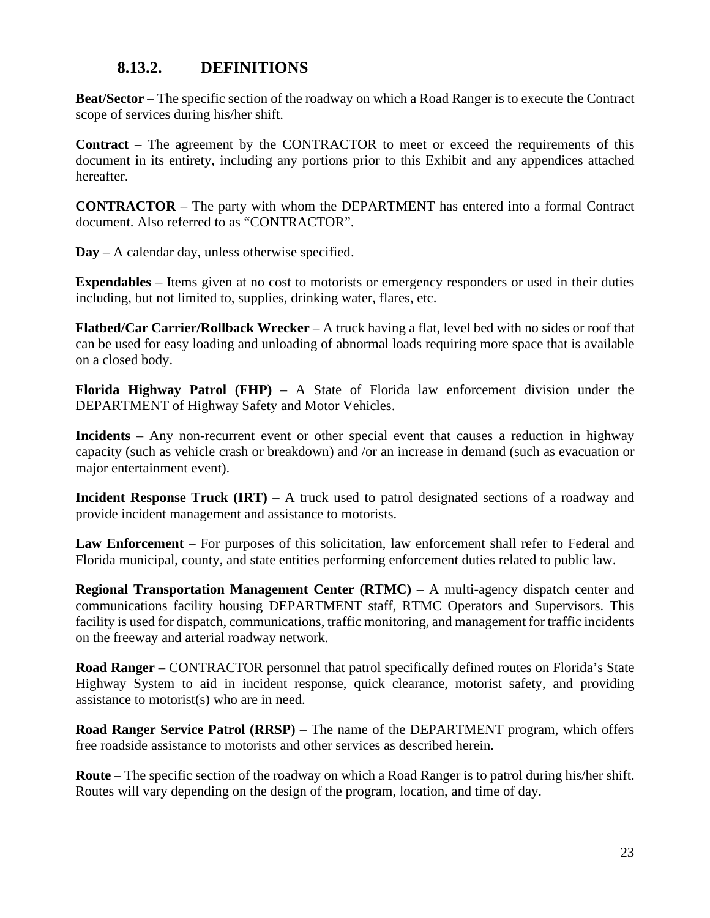## 8.13.2. DEFINITIONS

**Beat/Sector** – The specific section of the roadway on which a Road Ranger is to execute the Contract scope of services during his/her shift.

**Contract** – The agreement by the CONTRACTOR to meet or exceed the requirements of this document in its entirety, including any portions prior to this Exhibit and any appendices attached hereafter.

**CONTRACTOR** – The party with whom the DEPARTMENT has entered into a formal Contract document. Also referred to as "CONTRACTOR".

**Day** – A calendar day, unless otherwise specified.

**Expendables** – Items given at no cost to motorists or emergency responders or used in their duties including, but not limited to, supplies, drinking water, flares, etc.

**Flatbed/Car Carrier/Rollback Wrecker** – A truck having a flat, level bed with no sides or roof that can be used for easy loading and unloading of abnormal loads requiring more space that is available on a closed body.

**Florida Highway Patrol (FHP)** – A State of Florida law enforcement division under the DEPARTMENT of Highway Safety and Motor Vehicles.

**Incidents** – Any non-recurrent event or other special event that causes a reduction in highway capacity (such as vehicle crash or breakdown) and /or an increase in demand (such as evacuation or major entertainment event).

**Incident Response Truck (IRT)** – A truck used to patrol designated sections of a roadway and provide incident management and assistance to motorists.

**Law Enforcement** – For purposes of this solicitation, law enforcement shall refer to Federal and Florida municipal, county, and state entities performing enforcement duties related to public law.

**Regional Transportation Management Center (RTMC)** – A multi-agency dispatch center and communications facility housing DEPARTMENT staff, RTMC Operators and Supervisors. This facility is used for dispatch, communications, traffic monitoring, and management for traffic incidents on the freeway and arterial roadway network.

**Road Ranger** – CONTRACTOR personnel that patrol specifically defined routes on Florida's State Highway System to aid in incident response, quick clearance, motorist safety, and providing assistance to motorist(s) who are in need.

**Road Ranger Service Patrol (RRSP)** – The name of the DEPARTMENT program, which offers free roadside assistance to motorists and other services as described herein.

**Route** – The specific section of the roadway on which a Road Ranger is to patrol during his/her shift. Routes will vary depending on the design of the program, location, and time of day.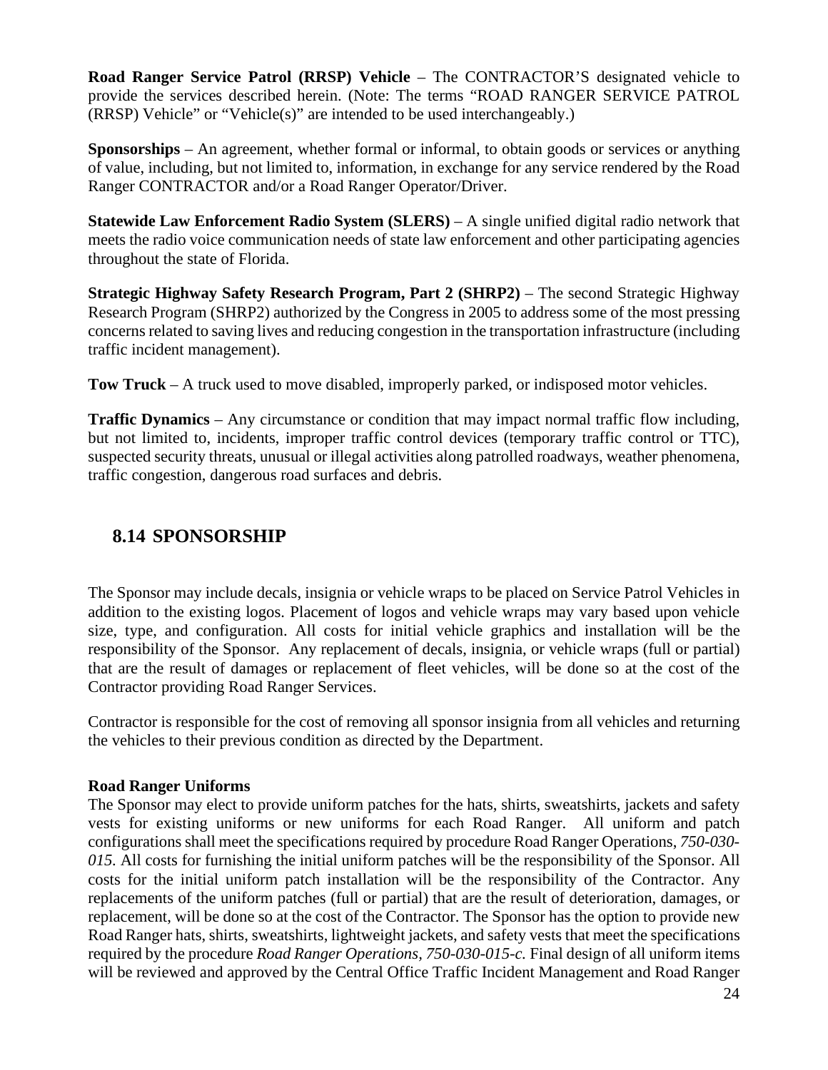**Road Ranger Service Patrol (RRSP) Vehicle** – The CONTRACTOR'S designated vehicle to provide the services described herein. (Note: The terms "ROAD RANGER SERVICE PATROL (RRSP) Vehicle" or "Vehicle(s)" are intended to be used interchangeably.)

**Sponsorships** – An agreement, whether formal or informal, to obtain goods or services or anything of value, including, but not limited to, information, in exchange for any service rendered by the Road Ranger CONTRACTOR and/or a Road Ranger Operator/Driver.

**Statewide Law Enforcement Radio System (SLERS)** – A single unified digital radio network that meets the radio voice communication needs of state law enforcement and other participating agencies throughout the state of Florida.

**Strategic Highway Safety Research Program, Part 2 (SHRP2)** – The second Strategic Highway Research Program (SHRP2) authorized by the Congress in 2005 to address some of the most pressing concerns related to saving lives and reducing congestion in the transportation infrastructure (including traffic incident management).

**Tow Truck** – A truck used to move disabled, improperly parked, or indisposed motor vehicles.

**Traffic Dynamics** – Any circumstance or condition that may impact normal traffic flow including, but not limited to, incidents, improper traffic control devices (temporary traffic control or TTC), suspected security threats, unusual or illegal activities along patrolled roadways, weather phenomena, traffic congestion, dangerous road surfaces and debris.

## 8.14 SPONSORSHIP

The Sponsor may include decals, insignia or vehicle wraps to be placed on Service Patrol Vehicles in addition to the existing logos. Placement of logos and vehicle wraps may vary based upon vehicle size, type, and configuration. All costs for initial vehicle graphics and installation will be the responsibility of the Sponsor. Any replacement of decals, insignia, or vehicle wraps (full or partial) that are the result of damages or replacement of fleet vehicles, will be done so at the cost of the Contractor providing Road Ranger Services.

Contractor is responsible for the cost of removing all sponsor insignia from all vehicles and returning the vehicles to their previous condition as directed by the Department.

**Road Ranger Uniforms**

The Sponsor may elect to provide uniform patches for the hats, shirts, sweatshirts, jackets and safety vests for existing uniforms or new uniforms for each Road Ranger. All uniform and patch configurations shall meet the specifications required by procedure Road Ranger Operations, *750-030-015.* All costs for furnishing the initial uniform patches will be the responsibility of the Sponsor. All costs for the initial uniform patch installation will be the responsibility of the Contractor. Any replacements of the uniform patches (full or partial) that are the result of deterioration, damages, or replacement, will be done so at the cost of the Contractor. The Sponsor has the option to provide new Road Ranger hats, shirts, sweatshirts, lightweight jackets, and safety vests that meet the specifications required by the procedure *Road Ranger Operations, 750-030-015-c.* Final design of all uniform items will be reviewed and approved by the Central Office Traffic Incident Management and Road Ranger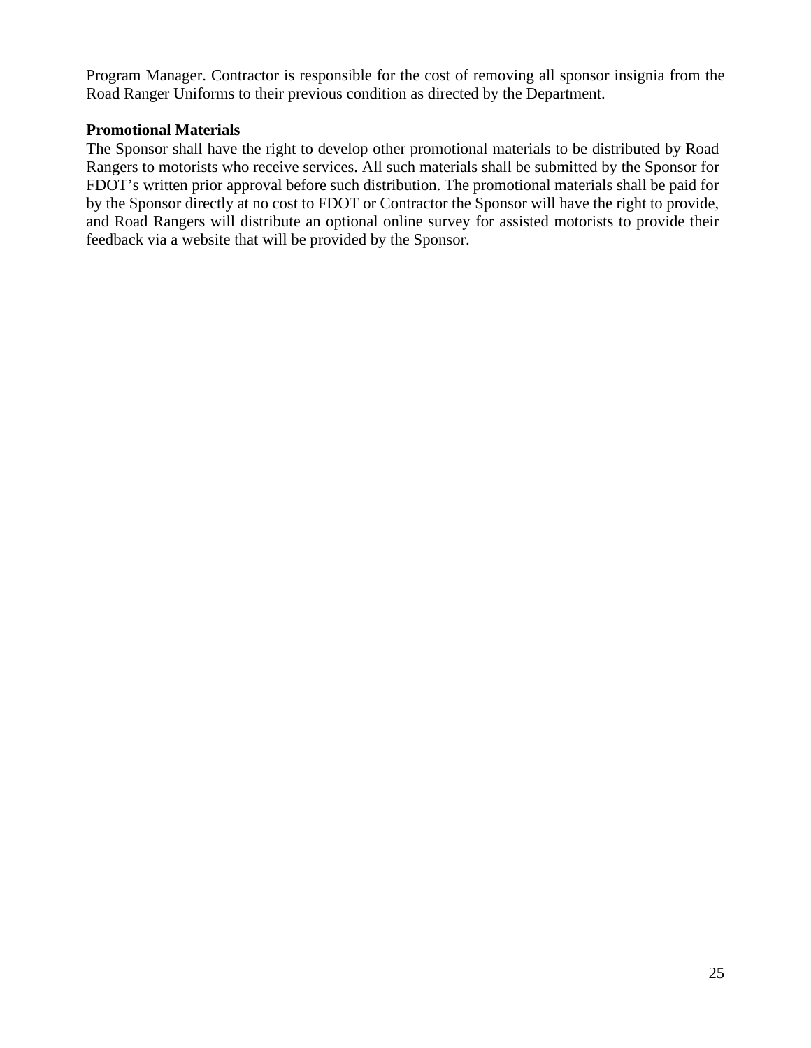Program Manager. Contractor is responsible for the cost of removing all sponsor insignia from the Road Ranger Uniforms to their previous condition as directed by the Department.

**Promotional Materials**

The Sponsor shall have the right to develop other promotional materials to be distributed by Road Rangers to motorists who receive services. All such materials shall be submitted by the Sponsor for FDOT's written prior approval before such distribution. The promotional materials shall be paid for by the Sponsor directly at no cost to FDOT or Contractor the Sponsor will have the right to provide, and Road Rangers will distribute an optional online survey for assisted motorists to provide their feedback via a website that will be provided by the Sponsor.